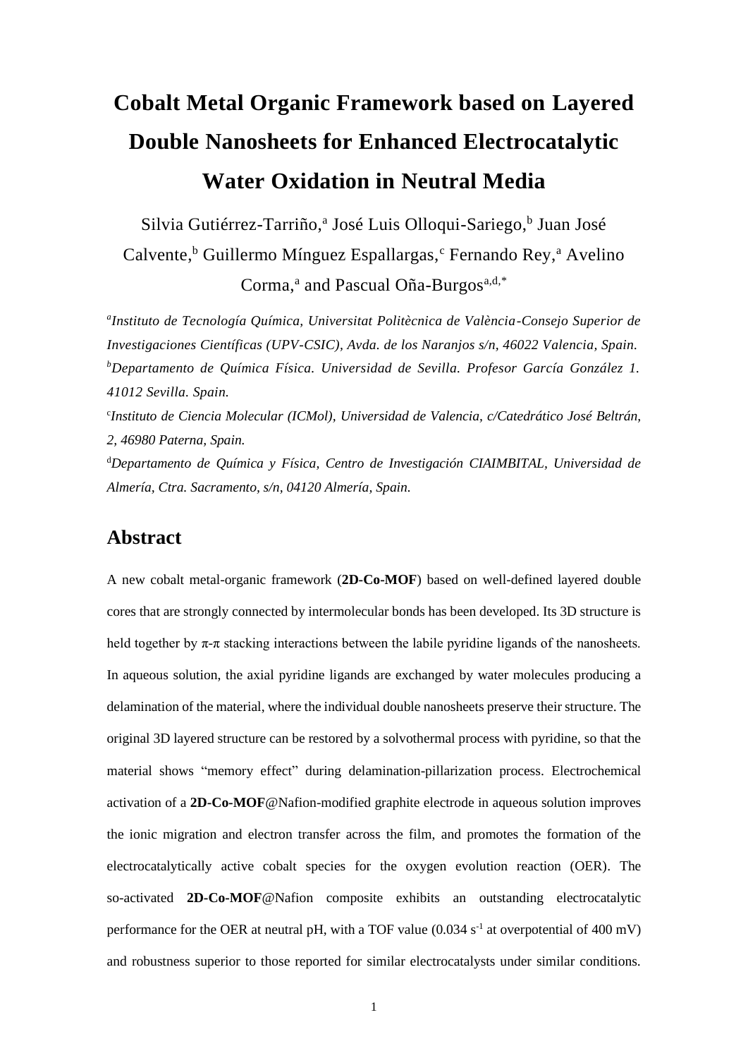# Cobalt Metal Organic Framework based on Layered Double Nanosheets for Enhanced Electrocatalytic Water Oxidation in Neutral Media

Silvia Gutiérrez-Tarriño,[a] José Luis Olloqui-Sariego,[b] Juan José Calvente,[b] Guillermo Mínguez Espallargas,[c] Fernando Rey,[a] Avelino Corma,[a] and Pascual Oña-Burgos[a,d,*]

[a]*Instituto de Tecnología Química, Universitat Politècnica de València-Consejo Superior de Investigaciones Científicas (UPV-CSIC), Avda. de los Naranjos s/n, 46022 Valencia, Spain.*
[b]*Departamento de Química Física. Universidad de Sevilla. Profesor García González 1. 41012 Sevilla. Spain.*
[c]*Instituto de Ciencia Molecular (ICMol), Universidad de Valencia, c/Catedrático José Beltrán, 2, 46980 Paterna, Spain.*
[d]*Departamento de Química y Física, Centro de Investigación CIAIMBITAL, Universidad de Almería, Ctra. Sacramento, s/n, 04120 Almería, Spain.*

## Abstract

A new cobalt metal-organic framework (**2D-Co-MOF**) based on well-defined layered double cores that are strongly connected by intermolecular bonds has been developed. Its 3D structure is held together by π-π stacking interactions between the labile pyridine ligands of the nanosheets. In aqueous solution, the axial pyridine ligands are exchanged by water molecules producing a delamination of the material, where the individual double nanosheets preserve their structure. The original 3D layered structure can be restored by a solvothermal process with pyridine, so that the material shows "memory effect" during delamination-pillarization process. Electrochemical activation of a **2D-Co-MOF**@Nafion-modified graphite electrode in aqueous solution improves the ionic migration and electron transfer across the film, and promotes the formation of the electrocatalytically active cobalt species for the oxygen evolution reaction (OER). The so-activated **2D-Co-MOF**@Nafion composite exhibits an outstanding electrocatalytic performance for the OER at neutral pH, with a TOF value (0.034 $s^{-1}$ at overpotential of 400 mV) and robustness superior to those reported for similar electrocatalysts under similar conditions.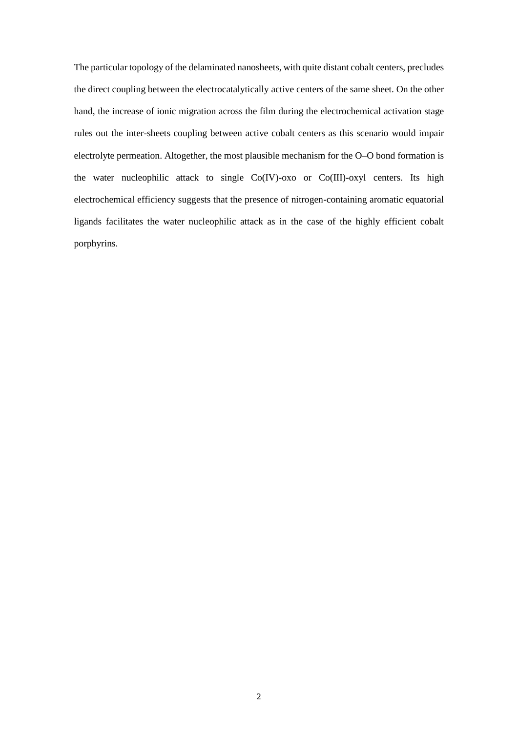The particular topology of the delaminated nanosheets, with quite distant cobalt centers, precludes the direct coupling between the electrocatalytically active centers of the same sheet. On the other hand, the increase of ionic migration across the film during the electrochemical activation stage rules out the inter-sheets coupling between active cobalt centers as this scenario would impair electrolyte permeation. Altogether, the most plausible mechanism for the O–O bond formation is the water nucleophilic attack to single Co(IV)-oxo or Co(III)-oxyl centers. Its high electrochemical efficiency suggests that the presence of nitrogen-containing aromatic equatorial ligands facilitates the water nucleophilic attack as in the case of the highly efficient cobalt porphyrins.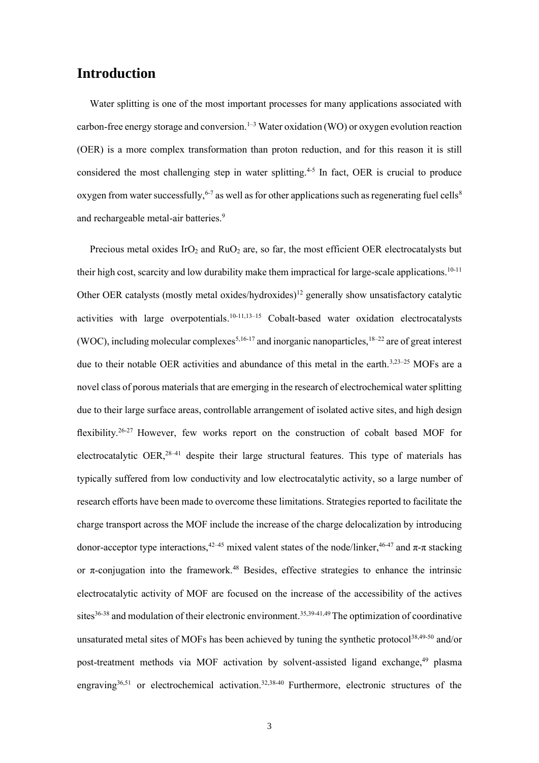# Introduction

Water splitting is one of the most important processes for many applications associated with carbon-free energy storage and conversion.[1–3] Water oxidation (WO) or oxygen evolution reaction (OER) is a more complex transformation than proton reduction, and for this reason it is still considered the most challenging step in water splitting.[4-5] In fact, OER is crucial to produce oxygen from water successfully,[6-7] as well as for other applications such as regenerating fuel cells[8] and rechargeable metal-air batteries.[9]

Precious metal oxides $IrO_2$ and $RuO_2$ are, so far, the most efficient OER electrocatalysts but their high cost, scarcity and low durability make them impractical for large-scale applications.[10-11] Other OER catalysts (mostly metal oxides/hydroxides)[12] generally show unsatisfactory catalytic activities with large overpotentials.[10-11,13–15] Cobalt-based water oxidation electrocatalysts (WOC), including molecular complexes[5,16-17] and inorganic nanoparticles,[18–22] are of great interest due to their notable OER activities and abundance of this metal in the earth.[3,23–25] MOFs are a novel class of porous materials that are emerging in the research of electrochemical water splitting due to their large surface areas, controllable arrangement of isolated active sites, and high design flexibility.[26-27] However, few works report on the construction of cobalt based MOF for electrocatalytic OER,[28–41] despite their large structural features. This type of materials has typically suffered from low conductivity and low electrocatalytic activity, so a large number of research efforts have been made to overcome these limitations. Strategies reported to facilitate the charge transport across the MOF include the increase of the charge delocalization by introducing donor-acceptor type interactions,[42–45] mixed valent states of the node/linker,[46-47] and π-π stacking or π-conjugation into the framework.[48] Besides, effective strategies to enhance the intrinsic electrocatalytic activity of MOF are focused on the increase of the accessibility of the actives sites[36-38] and modulation of their electronic environment.[35,39-41,49] The optimization of coordinative unsaturated metal sites of MOFs has been achieved by tuning the synthetic protocol[38,49-50] and/or post-treatment methods via MOF activation by solvent-assisted ligand exchange,[49] plasma engraving[36,51] or electrochemical activation.[32,38-40] Furthermore, electronic structures of the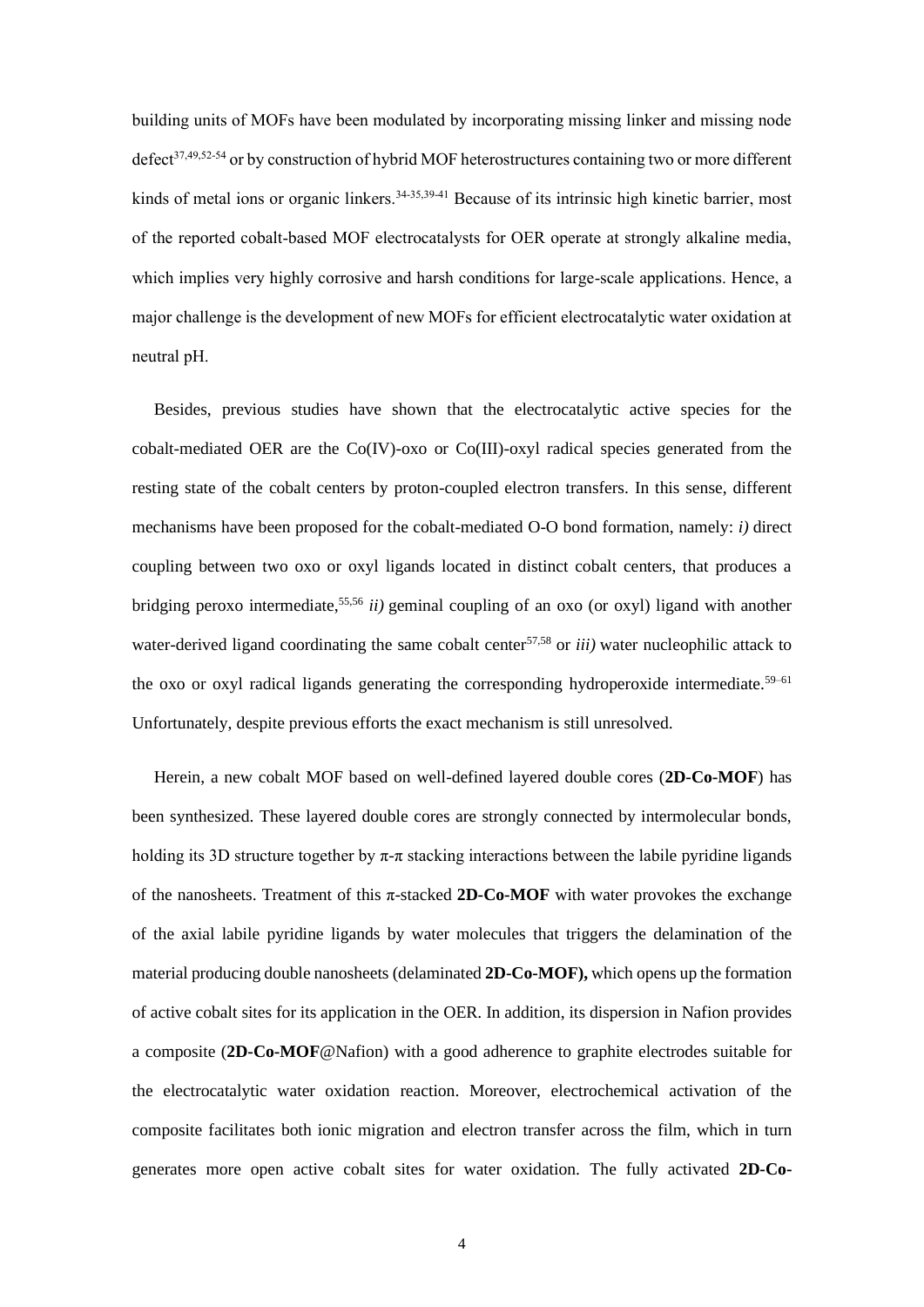building units of MOFs have been modulated by incorporating missing linker and missing node defect[37,49,52-54] or by construction of hybrid MOF heterostructures containing two or more different kinds of metal ions or organic linkers.[34-35,39-41] Because of its intrinsic high kinetic barrier, most of the reported cobalt-based MOF electrocatalysts for OER operate at strongly alkaline media, which implies very highly corrosive and harsh conditions for large-scale applications. Hence, a major challenge is the development of new MOFs for efficient electrocatalytic water oxidation at neutral pH.

Besides, previous studies have shown that the electrocatalytic active species for the cobalt-mediated OER are the Co(IV)-oxo or Co(III)-oxyl radical species generated from the resting state of the cobalt centers by proton-coupled electron transfers. In this sense, different mechanisms have been proposed for the cobalt-mediated O-O bond formation, namely: *i)* direct coupling between two oxo or oxyl ligands located in distinct cobalt centers, that produces a bridging peroxo intermediate,[55,56] *ii)* geminal coupling of an oxo (or oxyl) ligand with another water-derived ligand coordinating the same cobalt center[57,58] or *iii)* water nucleophilic attack to the oxo or oxyl radical ligands generating the corresponding hydroperoxide intermediate.[59–61] Unfortunately, despite previous efforts the exact mechanism is still unresolved.

Herein, a new cobalt MOF based on well-defined layered double cores (**2D-Co-MOF**) has been synthesized. These layered double cores are strongly connected by intermolecular bonds, holding its 3D structure together by π-π stacking interactions between the labile pyridine ligands of the nanosheets. Treatment of this π-stacked **2D-Co-MOF** with water provokes the exchange of the axial labile pyridine ligands by water molecules that triggers the delamination of the material producing double nanosheets (delaminated **2D-Co-MOF),** which opens up the formation of active cobalt sites for its application in the OER. In addition, its dispersion in Nafion provides a composite (**2D-Co-MOF**@Nafion) with a good adherence to graphite electrodes suitable for the electrocatalytic water oxidation reaction. Moreover, electrochemical activation of the composite facilitates both ionic migration and electron transfer across the film, which in turn generates more open active cobalt sites for water oxidation. The fully activated **2D-Co-**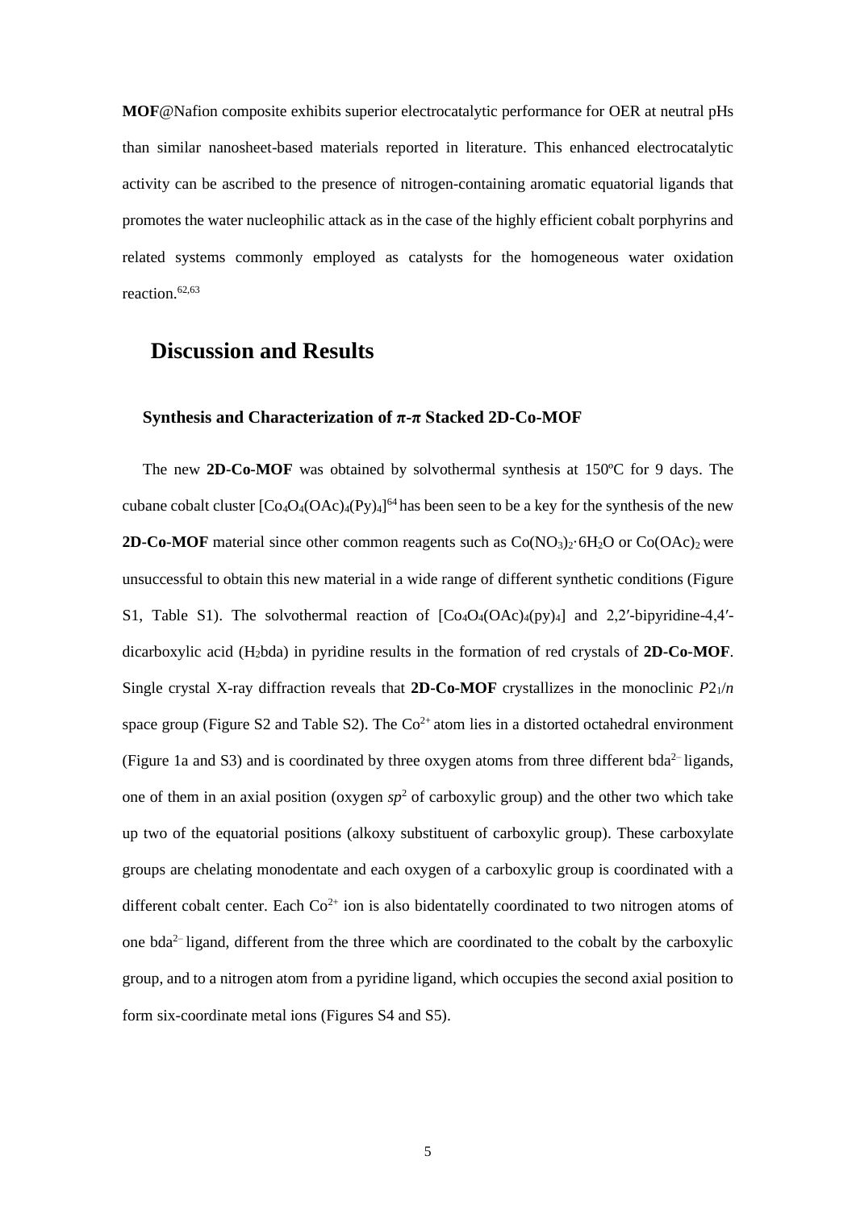**MOF**@Nafion composite exhibits superior electrocatalytic performance for OER at neutral pHs than similar nanosheet-based materials reported in literature. This enhanced electrocatalytic activity can be ascribed to the presence of nitrogen-containing aromatic equatorial ligands that promotes the water nucleophilic attack as in the case of the highly efficient cobalt porphyrins and related systems commonly employed as catalysts for the homogeneous water oxidation reaction.[62,63]

## Discussion and Results

### Synthesis and Characterization of π-π Stacked 2D-Co-MOF

The new **2D-Co-MOF** was obtained by solvothermal synthesis at 150ºC for 9 days. The cubane cobalt cluster $[Co_4O_4(OAc)_4(Py)_4]$[64] has been seen to be a key for the synthesis of the new **2D-Co-MOF** material since other common reagents such as $Co(NO_3)_2{\cdot}6H_2O$ or $Co(OAc)_2$ were unsuccessful to obtain this new material in a wide range of different synthetic conditions (Figure S1, Table S1). The solvothermal reaction of $[Co_4O_4(OAc)_4(py)_4]$ and 2,2′-bipyridine-4,4′-dicarboxylic acid ($H_2$bda) in pyridine results in the formation of red crystals of **2D-Co-MOF**. Single crystal X-ray diffraction reveals that **2D-Co-MOF** crystallizes in the monoclinic $P2_1/n$ space group (Figure S2 and Table S2). The $Co^{2+}$ atom lies in a distorted octahedral environment (Figure 1a and S3) and is coordinated by three oxygen atoms from three different $bda^{2-}$ ligands, one of them in an axial position (oxygen $sp^2$ of carboxylic group) and the other two which take up two of the equatorial positions (alkoxy substituent of carboxylic group). These carboxylate groups are chelating monodentate and each oxygen of a carboxylic group is coordinated with a different cobalt center. Each $Co^{2+}$ ion is also bidentatelly coordinated to two nitrogen atoms of one $bda^{2-}$ ligand, different from the three which are coordinated to the cobalt by the carboxylic group, and to a nitrogen atom from a pyridine ligand, which occupies the second axial position to form six-coordinate metal ions (Figures S4 and S5).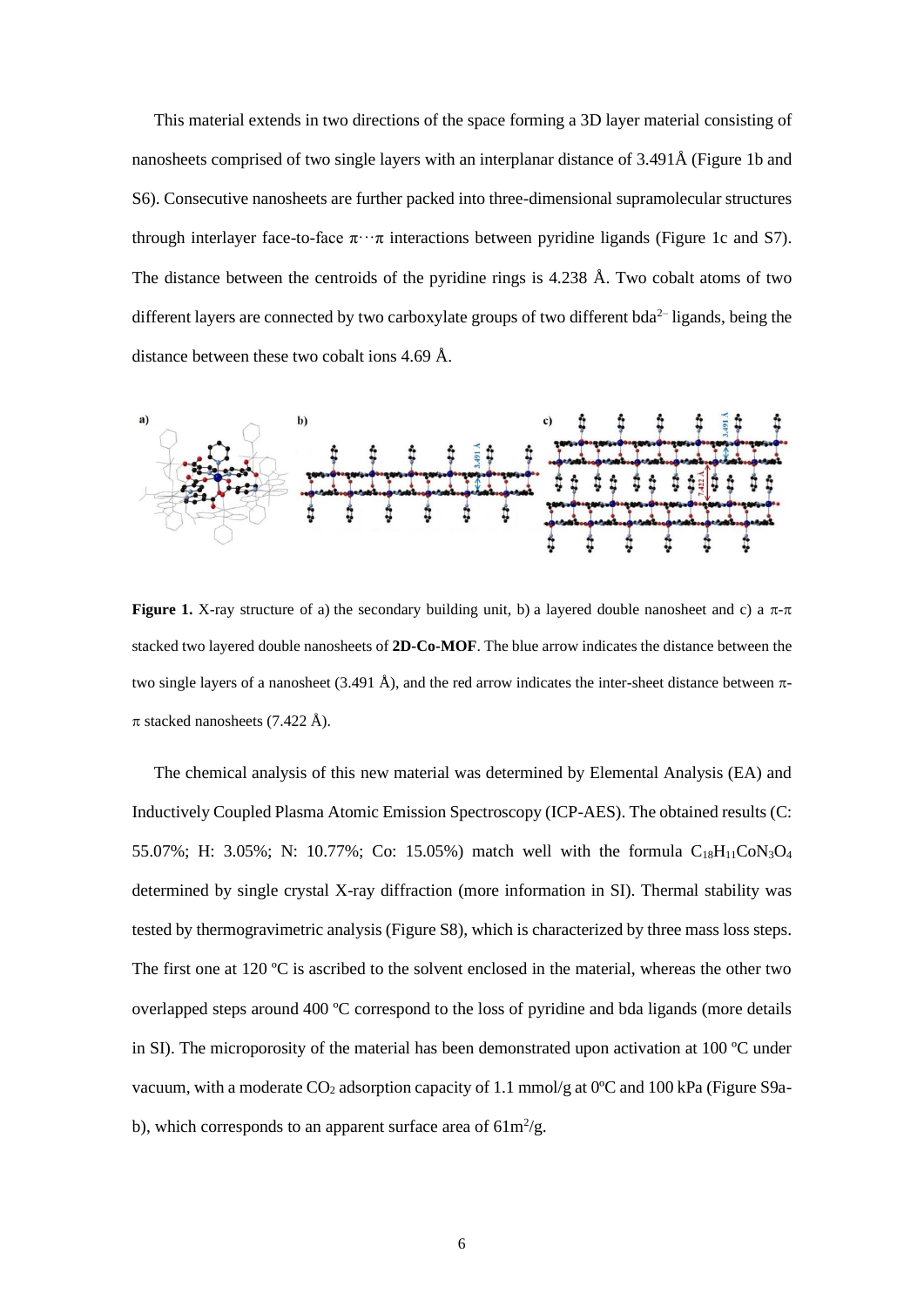This material extends in two directions of the space forming a 3D layer material consisting of nanosheets comprised of two single layers with an interplanar distance of 3.491Å (Figure 1b and S6). Consecutive nanosheets are further packed into three-dimensional supramolecular structures through interlayer face-to-face π···π interactions between pyridine ligands (Figure 1c and S7). The distance between the centroids of the pyridine rings is 4.238 Å. Two cobalt atoms of two different layers are connected by two carboxylate groups of two different $bda^{2-}$ ligands, being the distance between these two cobalt ions 4.69 Å.

**Figure 1.** X-ray structure of a) the secondary building unit, b) a layered double nanosheet and c) a π-π stacked two layered double nanosheets of **2D-Co-MOF**. The blue arrow indicates the distance between the two single layers of a nanosheet (3.491 Å), and the red arrow indicates the inter-sheet distance between π-π stacked nanosheets (7.422 Å).

The chemical analysis of this new material was determined by Elemental Analysis (EA) and Inductively Coupled Plasma Atomic Emission Spectroscopy (ICP-AES). The obtained results (C: 55.07%; H: 3.05%; N: 10.77%; Co: 15.05%) match well with the formula $C_{18}H_{11}CoN_3O_4$ determined by single crystal X-ray diffraction (more information in SI). Thermal stability was tested by thermogravimetric analysis (Figure S8), which is characterized by three mass loss steps. The first one at 120 ºC is ascribed to the solvent enclosed in the material, whereas the other two overlapped steps around 400 ºC correspond to the loss of pyridine and bda ligands (more details in SI). The microporosity of the material has been demonstrated upon activation at 100 ºC under vacuum, with a moderate $CO_2$ adsorption capacity of 1.1 mmol/g at 0ºC and 100 kPa (Figure S9a-b), which corresponds to an apparent surface area of $61 m^2/g$.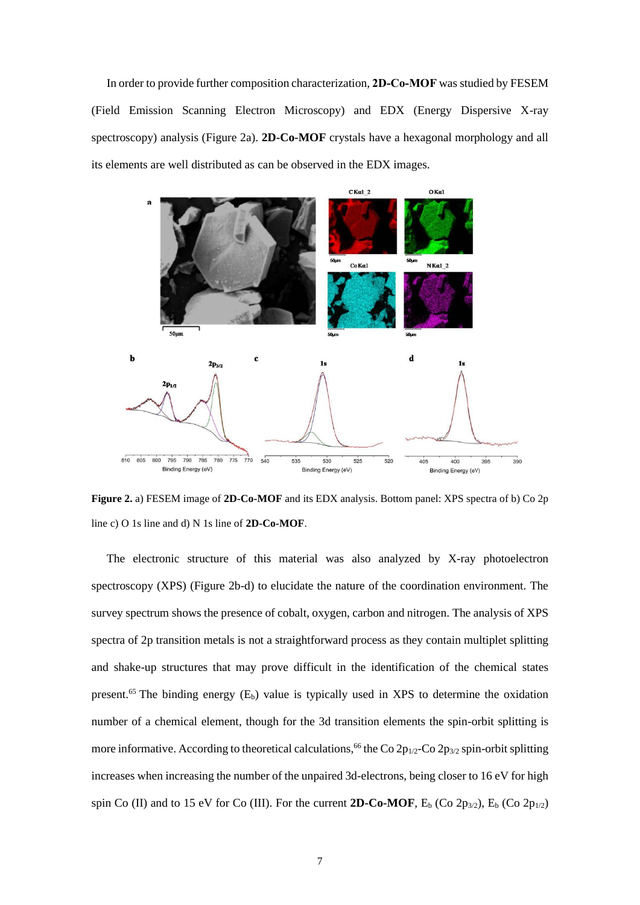In order to provide further composition characterization, **2D-Co-MOF** was studied by FESEM (Field Emission Scanning Electron Microscopy) and EDX (Energy Dispersive X-ray spectroscopy) analysis (Figure 2a). **2D-Co-MOF** crystals have a hexagonal morphology and all its elements are well distributed as can be observed in the EDX images.

**Figure 2.** a) FESEM image of **2D-Co-MOF** and its EDX analysis. Bottom panel: XPS spectra of b) Co 2p line c) O 1s line and d) N 1s line of **2D-Co-MOF**.

The electronic structure of this material was also analyzed by X-ray photoelectron spectroscopy (XPS) (Figure 2b-d) to elucidate the nature of the coordination environment. The survey spectrum shows the presence of cobalt, oxygen, carbon and nitrogen. The analysis of XPS spectra of 2p transition metals is not a straightforward process as they contain multiplet splitting and shake-up structures that may prove difficult in the identification of the chemical states present.[65] The binding energy ($E_b$) value is typically used in XPS to determine the oxidation number of a chemical element, though for the 3d transition elements the spin-orbit splitting is more informative. According to theoretical calculations,[66] the Co $2p_{1/2}$-Co $2p_{3/2}$ spin-orbit splitting increases when increasing the number of the unpaired 3d-electrons, being closer to 16 eV for high spin Co (II) and to 15 eV for Co (III). For the current **2D-Co-MOF**, $E_b$ (Co $2p_{3/2}$), $E_b$ (Co $2p_{1/2}$)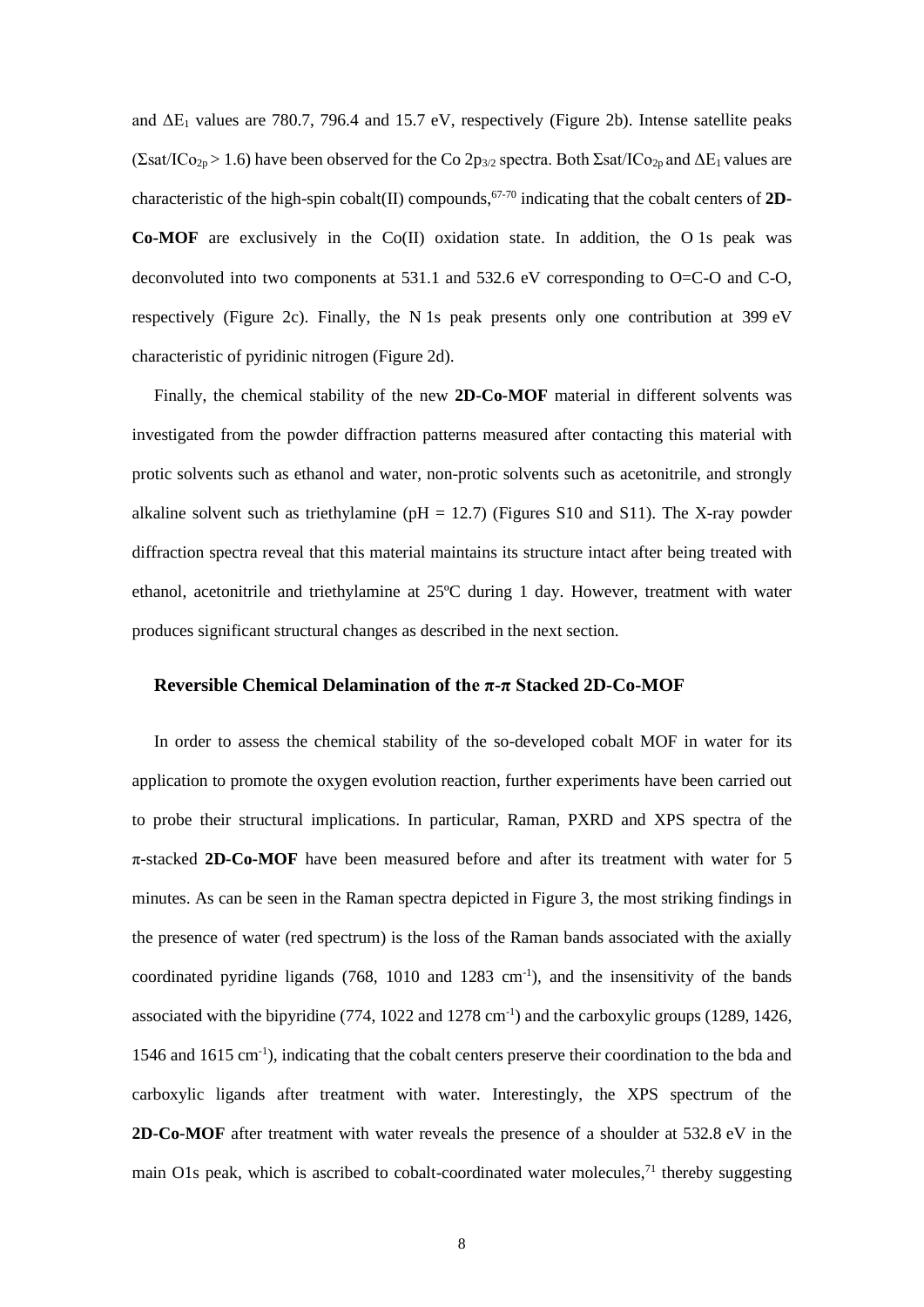and $\Delta E_1$ values are 780.7, 796.4 and 15.7 eV, respectively (Figure 2b). Intense satellite peaks ($\Sigma sat/ICo_{2p} > 1.6$) have been observed for the Co $2p_{3/2}$ spectra. Both $\Sigma sat/ICo_{2p}$ and $\Delta E_1$ values are characteristic of the high-spin cobalt(II) compounds,[67-70] indicating that the cobalt centers of **2D-Co-MOF** are exclusively in the Co(II) oxidation state. In addition, the O 1s peak was deconvoluted into two components at 531.1 and 532.6 eV corresponding to O=C-O and C-O, respectively (Figure 2c). Finally, the N 1s peak presents only one contribution at 399 eV characteristic of pyridinic nitrogen (Figure 2d).

Finally, the chemical stability of the new **2D-Co-MOF** material in different solvents was investigated from the powder diffraction patterns measured after contacting this material with protic solvents such as ethanol and water, non-protic solvents such as acetonitrile, and strongly alkaline solvent such as triethylamine (pH = 12.7) (Figures S10 and S11). The X-ray powder diffraction spectra reveal that this material maintains its structure intact after being treated with ethanol, acetonitrile and triethylamine at 25ºC during 1 day. However, treatment with water produces significant structural changes as described in the next section.

## Reversible Chemical Delamination of the π-π Stacked 2D-Co-MOF

In order to assess the chemical stability of the so-developed cobalt MOF in water for its application to promote the oxygen evolution reaction, further experiments have been carried out to probe their structural implications. In particular, Raman, PXRD and XPS spectra of the π-stacked **2D-Co-MOF** have been measured before and after its treatment with water for 5 minutes. As can be seen in the Raman spectra depicted in Figure 3, the most striking findings in the presence of water (red spectrum) is the loss of the Raman bands associated with the axially coordinated pyridine ligands (768, 1010 and 1283 $cm^{-1}$), and the insensitivity of the bands associated with the bipyridine (774, 1022 and 1278 $cm^{-1}$) and the carboxylic groups (1289, 1426, 1546 and 1615 $cm^{-1}$), indicating that the cobalt centers preserve their coordination to the bda and carboxylic ligands after treatment with water. Interestingly, the XPS spectrum of the **2D-Co-MOF** after treatment with water reveals the presence of a shoulder at 532.8 eV in the main O1s peak, which is ascribed to cobalt-coordinated water molecules,[71] thereby suggesting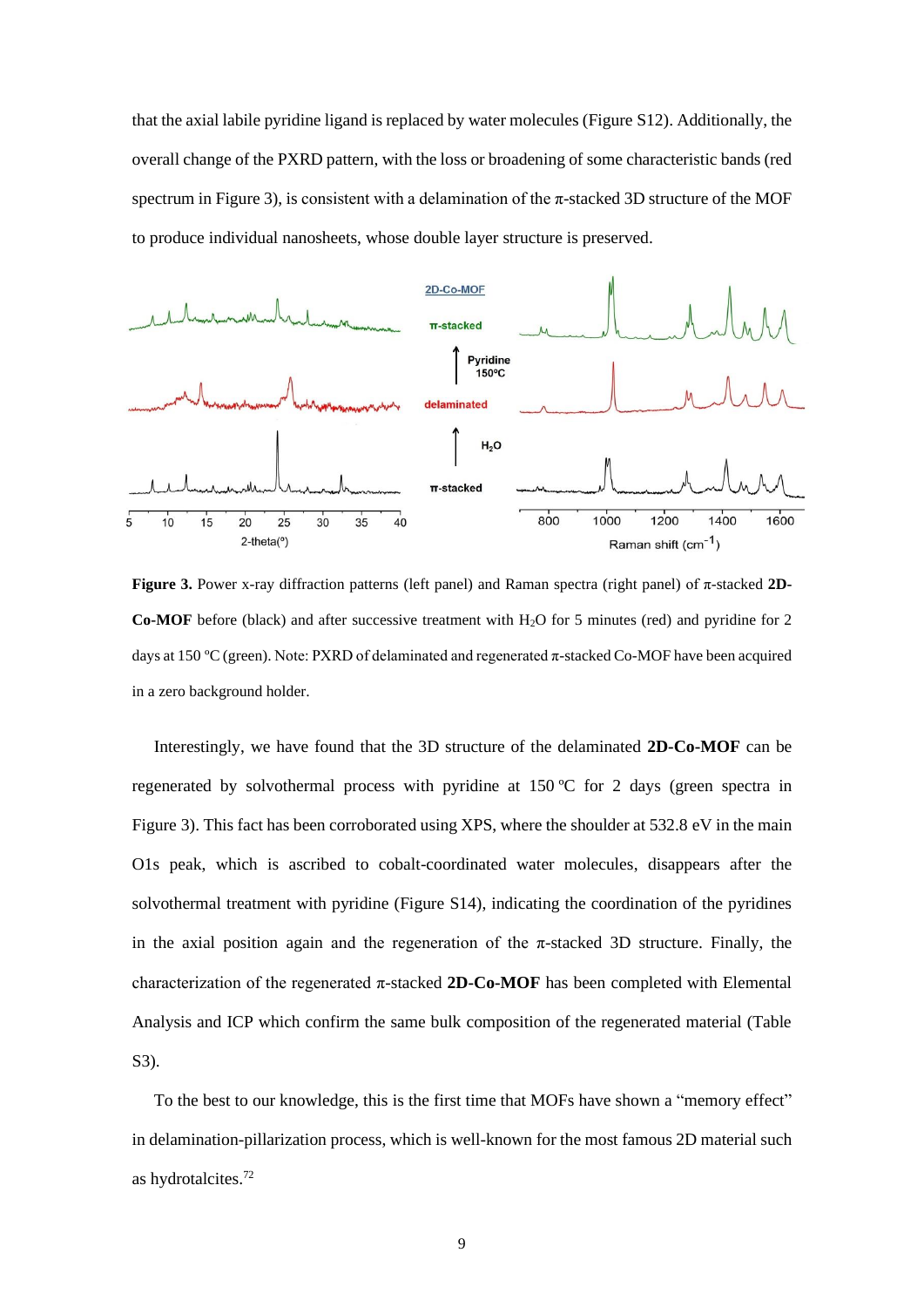that the axial labile pyridine ligand is replaced by water molecules (Figure S12). Additionally, the overall change of the PXRD pattern, with the loss or broadening of some characteristic bands (red spectrum in Figure 3), is consistent with a delamination of the π-stacked 3D structure of the MOF to produce individual nanosheets, whose double layer structure is preserved.

**Figure 3.** Power x-ray diffraction patterns (left panel) and Raman spectra (right panel) of π-stacked **2D-Co-MOF** before (black) and after successive treatment with $H_2O$ for 5 minutes (red) and pyridine for 2 days at 150 ºC (green). Note: PXRD of delaminated and regenerated π-stacked Co-MOF have been acquired in a zero background holder.

Interestingly, we have found that the 3D structure of the delaminated **2D-Co-MOF** can be regenerated by solvothermal process with pyridine at 150 ºC for 2 days (green spectra in Figure 3). This fact has been corroborated using XPS, where the shoulder at 532.8 eV in the main O1s peak, which is ascribed to cobalt-coordinated water molecules, disappears after the solvothermal treatment with pyridine (Figure S14), indicating the coordination of the pyridines in the axial position again and the regeneration of the π-stacked 3D structure. Finally, the characterization of the regenerated π-stacked **2D-Co-MOF** has been completed with Elemental Analysis and ICP which confirm the same bulk composition of the regenerated material (Table S3).

To the best to our knowledge, this is the first time that MOFs have shown a "memory effect" in delamination-pillarization process, which is well-known for the most famous 2D material such as hydrotalcites.[72]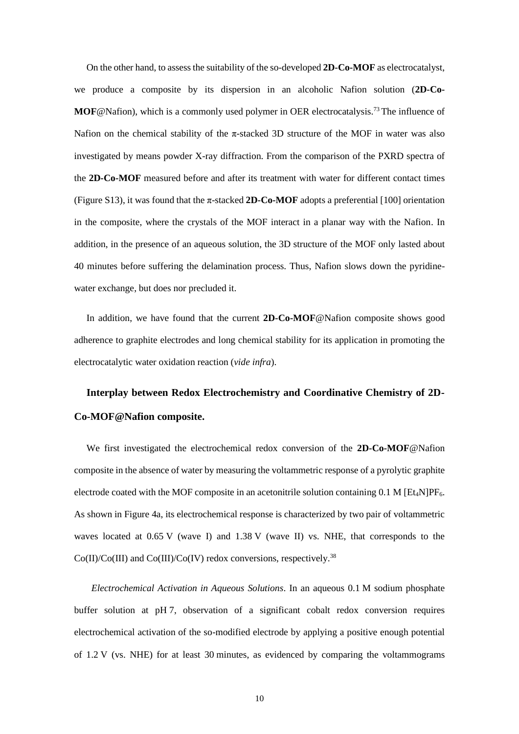On the other hand, to assess the suitability of the so-developed **2D-Co-MOF** as electrocatalyst, we produce a composite by its dispersion in an alcoholic Nafion solution (**2D-Co-MOF**@Nafion), which is a commonly used polymer in OER electrocatalysis.[73] The influence of Nafion on the chemical stability of the π-stacked 3D structure of the MOF in water was also investigated by means powder X-ray diffraction. From the comparison of the PXRD spectra of the **2D-Co-MOF** measured before and after its treatment with water for different contact times (Figure S13), it was found that the π-stacked **2D-Co-MOF** adopts a preferential [100] orientation in the composite, where the crystals of the MOF interact in a planar way with the Nafion. In addition, in the presence of an aqueous solution, the 3D structure of the MOF only lasted about 40 minutes before suffering the delamination process. Thus, Nafion slows down the pyridine-water exchange, but does nor precluded it.

In addition, we have found that the current **2D-Co-MOF**@Nafion composite shows good adherence to graphite electrodes and long chemical stability for its application in promoting the electrocatalytic water oxidation reaction (*vide infra*).

## Interplay between Redox Electrochemistry and Coordinative Chemistry of 2D-Co-MOF@Nafion composite.

We first investigated the electrochemical redox conversion of the **2D-Co-MOF**@Nafion composite in the absence of water by measuring the voltammetric response of a pyrolytic graphite electrode coated with the MOF composite in an acetonitrile solution containing 0.1 M $[Et_4N]PF_6$. As shown in Figure 4a, its electrochemical response is characterized by two pair of voltammetric waves located at 0.65 V (wave I) and 1.38 V (wave II) vs. NHE, that corresponds to the Co(II)/Co(III) and Co(III)/Co(IV) redox conversions, respectively.[38]

*Electrochemical Activation in Aqueous Solutions*. In an aqueous 0.1 M sodium phosphate buffer solution at pH 7, observation of a significant cobalt redox conversion requires electrochemical activation of the so-modified electrode by applying a positive enough potential of 1.2 V (vs. NHE) for at least 30 minutes, as evidenced by comparing the voltammograms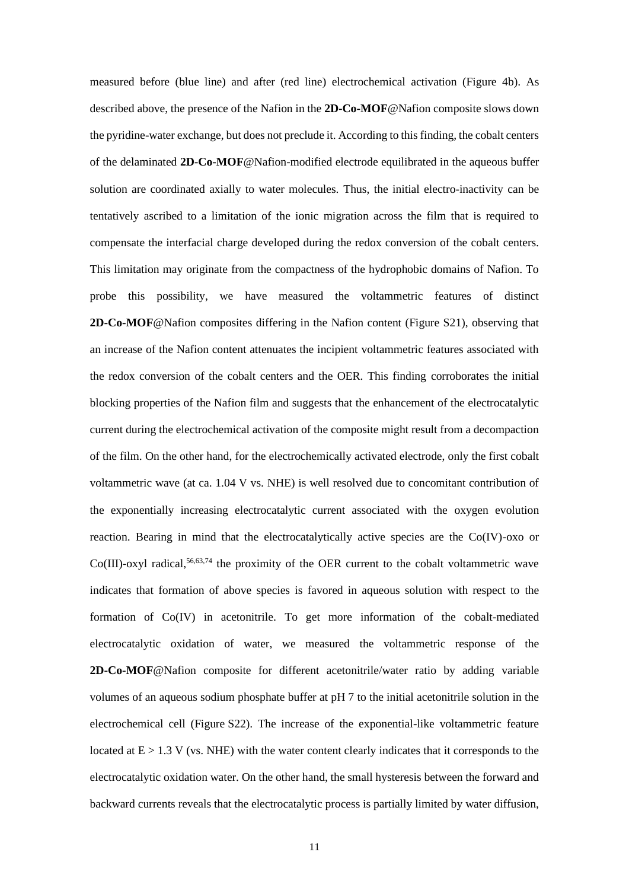measured before (blue line) and after (red line) electrochemical activation (Figure 4b). As described above, the presence of the Nafion in the **2D-Co-MOF**@Nafion composite slows down the pyridine-water exchange, but does not preclude it. According to this finding, the cobalt centers of the delaminated **2D-Co-MOF**@Nafion-modified electrode equilibrated in the aqueous buffer solution are coordinated axially to water molecules. Thus, the initial electro-inactivity can be tentatively ascribed to a limitation of the ionic migration across the film that is required to compensate the interfacial charge developed during the redox conversion of the cobalt centers. This limitation may originate from the compactness of the hydrophobic domains of Nafion. To probe this possibility, we have measured the voltammetric features of distinct **2D-Co-MOF**@Nafion composites differing in the Nafion content (Figure S21), observing that an increase of the Nafion content attenuates the incipient voltammetric features associated with the redox conversion of the cobalt centers and the OER. This finding corroborates the initial blocking properties of the Nafion film and suggests that the enhancement of the electrocatalytic current during the electrochemical activation of the composite might result from a decompaction of the film. On the other hand, for the electrochemically activated electrode, only the first cobalt voltammetric wave (at ca. 1.04 V vs. NHE) is well resolved due to concomitant contribution of the exponentially increasing electrocatalytic current associated with the oxygen evolution reaction. Bearing in mind that the electrocatalytically active species are the Co(IV)-oxo or Co(III)-oxyl radical,[56,63,74] the proximity of the OER current to the cobalt voltammetric wave indicates that formation of above species is favored in aqueous solution with respect to the formation of Co(IV) in acetonitrile. To get more information of the cobalt-mediated electrocatalytic oxidation of water, we measured the voltammetric response of the **2D-Co-MOF**@Nafion composite for different acetonitrile/water ratio by adding variable volumes of an aqueous sodium phosphate buffer at pH 7 to the initial acetonitrile solution in the electrochemical cell (Figure S22). The increase of the exponential-like voltammetric feature located at $E > 1.3$ V (vs. NHE) with the water content clearly indicates that it corresponds to the electrocatalytic oxidation water. On the other hand, the small hysteresis between the forward and backward currents reveals that the electrocatalytic process is partially limited by water diffusion,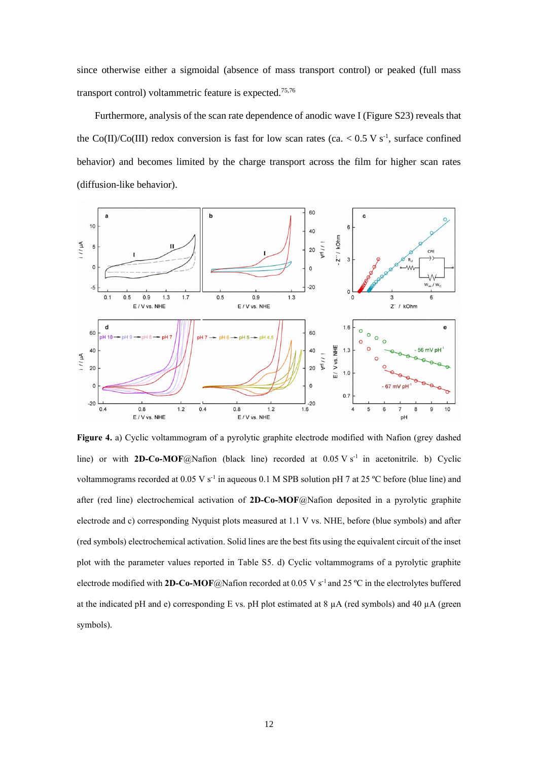since otherwise either a sigmoidal (absence of mass transport control) or peaked (full mass transport control) voltammetric feature is expected.[75,76]

Furthermore, analysis of the scan rate dependence of anodic wave I (Figure S23) reveals that the Co(II)/Co(III) redox conversion is fast for low scan rates (ca. < 0.5 V $s^{-1}$, surface confined behavior) and becomes limited by the charge transport across the film for higher scan rates (diffusion-like behavior).

**Figure 4.** a) Cyclic voltammogram of a pyrolytic graphite electrode modified with Nafion (grey dashed line) or with **2D-Co-MOF**@Nafion (black line) recorded at 0.05 V $s^{-1}$ in acetonitrile. b) Cyclic voltammograms recorded at 0.05 V $s^{-1}$ in aqueous 0.1 M SPB solution pH 7 at 25 ºC before (blue line) and after (red line) electrochemical activation of **2D-Co-MOF**@Nafion deposited in a pyrolytic graphite electrode and c) corresponding Nyquist plots measured at 1.1 V vs. NHE, before (blue symbols) and after (red symbols) electrochemical activation. Solid lines are the best fits using the equivalent circuit of the inset plot with the parameter values reported in Table S5. d) Cyclic voltammograms of a pyrolytic graphite electrode modified with **2D-Co-MOF**@Nafion recorded at 0.05 V $s^{-1}$ and 25 ºC in the electrolytes buffered at the indicated pH and e) corresponding E vs. pH plot estimated at 8 µA (red symbols) and 40 µA (green symbols).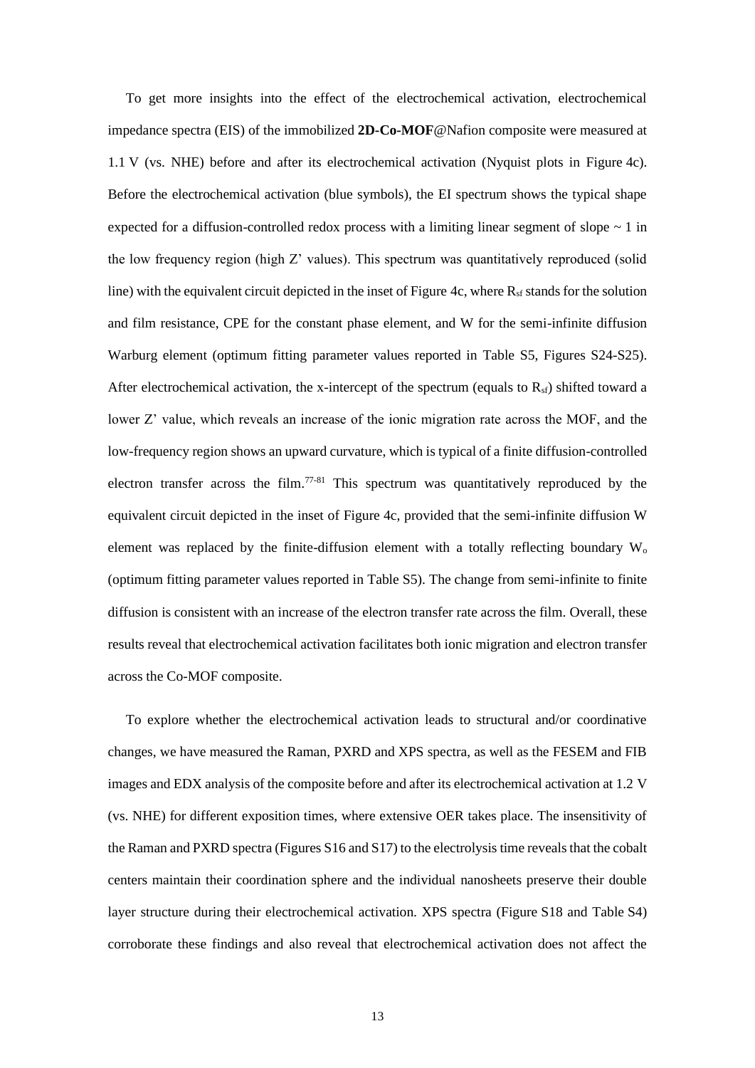To get more insights into the effect of the electrochemical activation, electrochemical impedance spectra (EIS) of the immobilized **2D-Co-MOF**@Nafion composite were measured at 1.1 V (vs. NHE) before and after its electrochemical activation (Nyquist plots in Figure 4c). Before the electrochemical activation (blue symbols), the EI spectrum shows the typical shape expected for a diffusion-controlled redox process with a limiting linear segment of slope ~ 1 in the low frequency region (high Z' values). This spectrum was quantitatively reproduced (solid line) with the equivalent circuit depicted in the inset of Figure 4c, where $R_{sf}$ stands for the solution and film resistance, CPE for the constant phase element, and W for the semi-infinite diffusion Warburg element (optimum fitting parameter values reported in Table S5, Figures S24-S25). After electrochemical activation, the x-intercept of the spectrum (equals to $R_{sf}$) shifted toward a lower Z' value, which reveals an increase of the ionic migration rate across the MOF, and the low-frequency region shows an upward curvature, which is typical of a finite diffusion-controlled electron transfer across the film.[77-81] This spectrum was quantitatively reproduced by the equivalent circuit depicted in the inset of Figure 4c, provided that the semi-infinite diffusion W element was replaced by the finite-diffusion element with a totally reflecting boundary $W_o$ (optimum fitting parameter values reported in Table S5). The change from semi-infinite to finite diffusion is consistent with an increase of the electron transfer rate across the film. Overall, these results reveal that electrochemical activation facilitates both ionic migration and electron transfer across the Co-MOF composite.

To explore whether the electrochemical activation leads to structural and/or coordinative changes, we have measured the Raman, PXRD and XPS spectra, as well as the FESEM and FIB images and EDX analysis of the composite before and after its electrochemical activation at 1.2 V (vs. NHE) for different exposition times, where extensive OER takes place. The insensitivity of the Raman and PXRD spectra (Figures S16 and S17) to the electrolysis time reveals that the cobalt centers maintain their coordination sphere and the individual nanosheets preserve their double layer structure during their electrochemical activation. XPS spectra (Figure S18 and Table S4) corroborate these findings and also reveal that electrochemical activation does not affect the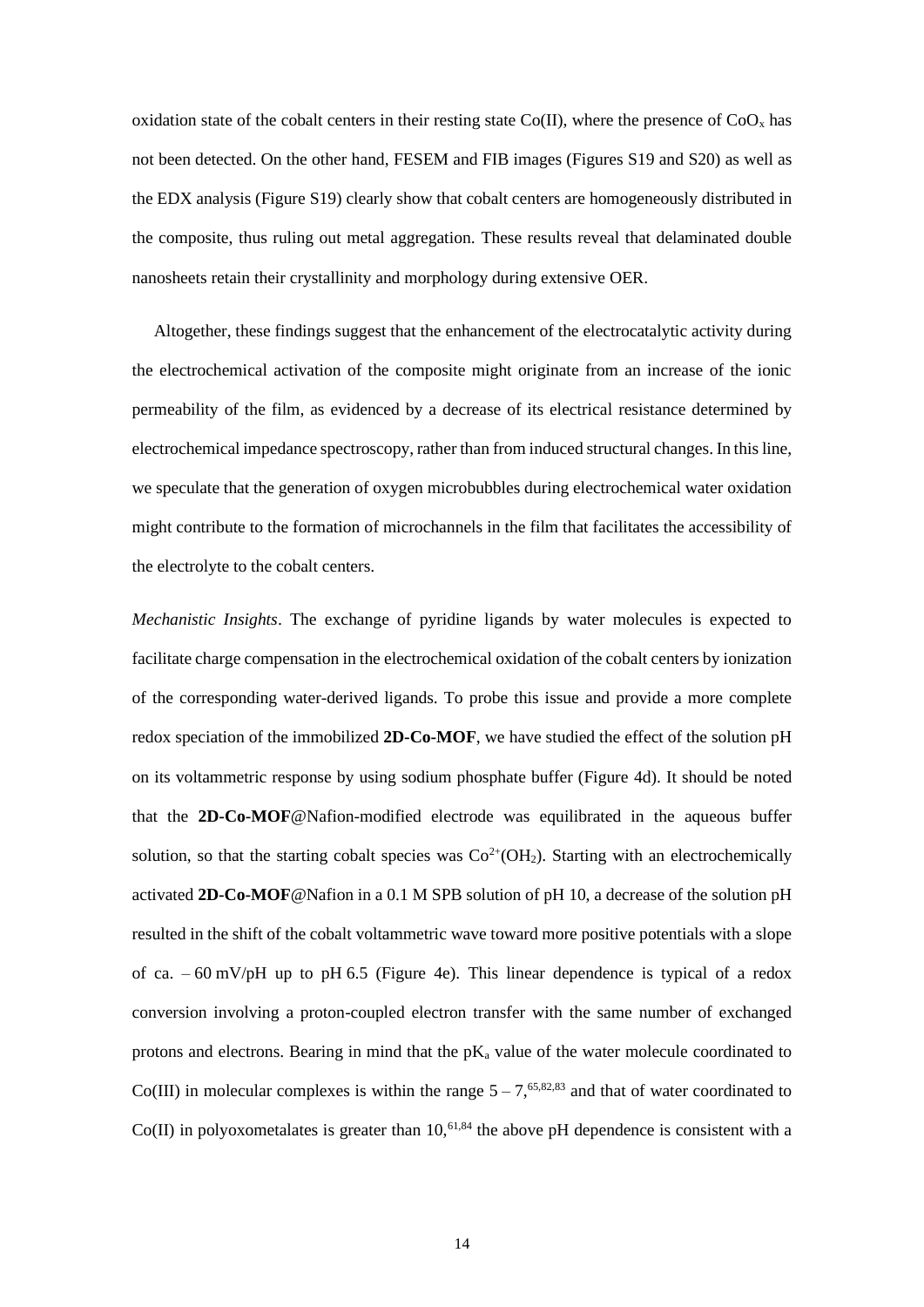oxidation state of the cobalt centers in their resting state Co(II), where the presence of $CoO_x$ has not been detected. On the other hand, FESEM and FIB images (Figures S19 and S20) as well as the EDX analysis (Figure S19) clearly show that cobalt centers are homogeneously distributed in the composite, thus ruling out metal aggregation. These results reveal that delaminated double nanosheets retain their crystallinity and morphology during extensive OER.

Altogether, these findings suggest that the enhancement of the electrocatalytic activity during the electrochemical activation of the composite might originate from an increase of the ionic permeability of the film, as evidenced by a decrease of its electrical resistance determined by electrochemical impedance spectroscopy, rather than from induced structural changes. In this line, we speculate that the generation of oxygen microbubbles during electrochemical water oxidation might contribute to the formation of microchannels in the film that facilitates the accessibility of the electrolyte to the cobalt centers.

*Mechanistic Insights*. The exchange of pyridine ligands by water molecules is expected to facilitate charge compensation in the electrochemical oxidation of the cobalt centers by ionization of the corresponding water-derived ligands. To probe this issue and provide a more complete redox speciation of the immobilized **2D-Co-MOF**, we have studied the effect of the solution pH on its voltammetric response by using sodium phosphate buffer (Figure 4d). It should be noted that the **2D-Co-MOF**@Nafion-modified electrode was equilibrated in the aqueous buffer solution, so that the starting cobalt species was $Co^{2+}(OH_2)$. Starting with an electrochemically activated **2D-Co-MOF**@Nafion in a 0.1 M SPB solution of pH 10, a decrease of the solution pH resulted in the shift of the cobalt voltammetric wave toward more positive potentials with a slope of ca. – 60 mV/pH up to pH 6.5 (Figure 4e). This linear dependence is typical of a redox conversion involving a proton-coupled electron transfer with the same number of exchanged protons and electrons. Bearing in mind that the $pK_a$ value of the water molecule coordinated to Co(III) in molecular complexes is within the range 5 – 7,[65,82,83] and that of water coordinated to Co(II) in polyoxometalates is greater than 10,[61,84] the above pH dependence is consistent with a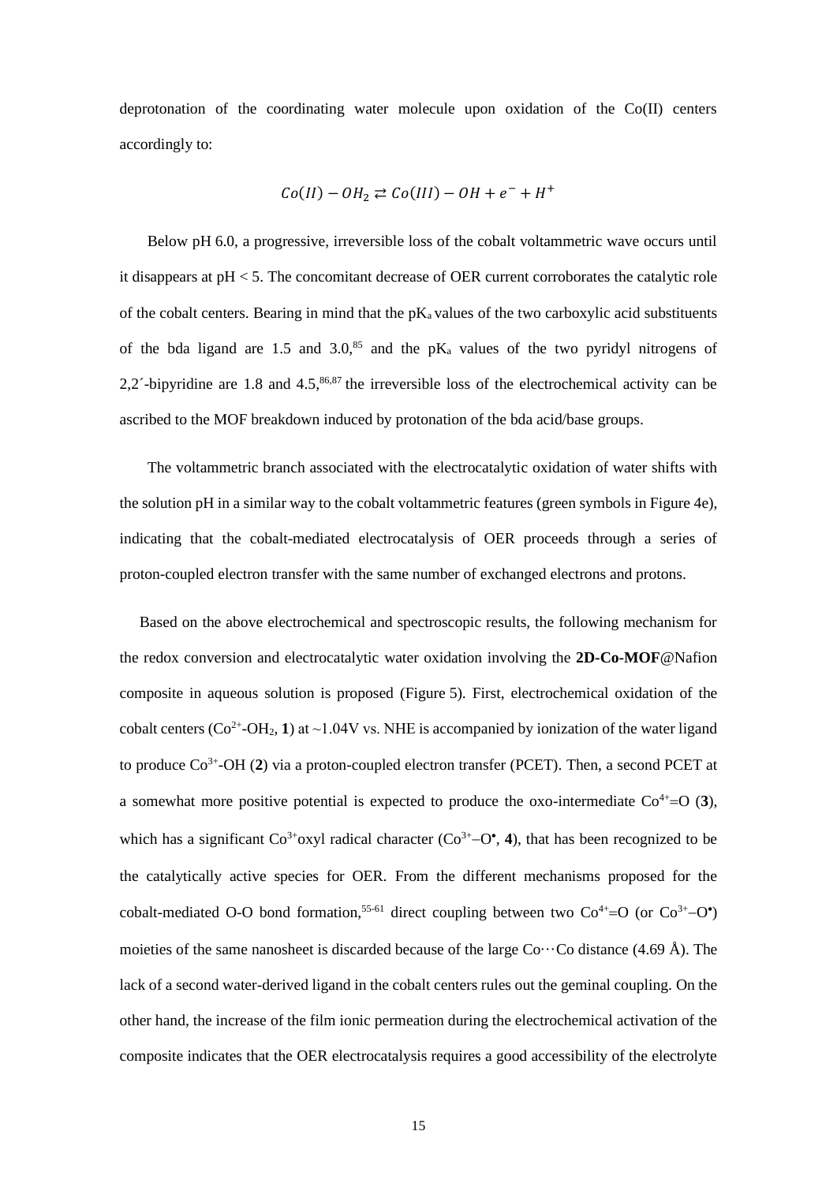deprotonation of the coordinating water molecule upon oxidation of the Co(II) centers accordingly to:

$$Co(II) - OH_2 \rightleftarrows Co(III) - OH + e^- + H^+$$

Below pH 6.0, a progressive, irreversible loss of the cobalt voltammetric wave occurs until it disappears at pH < 5. The concomitant decrease of OER current corroborates the catalytic role of the cobalt centers. Bearing in mind that the $pK_a$ values of the two carboxylic acid substituents of the bda ligand are 1.5 and 3.0,[85] and the $pK_a$ values of the two pyridyl nitrogens of 2,2´-bipyridine are 1.8 and 4.5,[86,87] the irreversible loss of the electrochemical activity can be ascribed to the MOF breakdown induced by protonation of the bda acid/base groups.

The voltammetric branch associated with the electrocatalytic oxidation of water shifts with the solution pH in a similar way to the cobalt voltammetric features (green symbols in Figure 4e), indicating that the cobalt-mediated electrocatalysis of OER proceeds through a series of proton-coupled electron transfer with the same number of exchanged electrons and protons.

Based on the above electrochemical and spectroscopic results, the following mechanism for the redox conversion and electrocatalytic water oxidation involving the **2D-Co-MOF**@Nafion composite in aqueous solution is proposed (Figure 5). First, electrochemical oxidation of the cobalt centers ($Co^{2+}$-$OH_2$, **1**) at ~1.04V vs. NHE is accompanied by ionization of the water ligand to produce $Co^{3+}$-OH (**2**) via a proton-coupled electron transfer (PCET). Then, a second PCET at a somewhat more positive potential is expected to produce the oxo-intermediate $Co^{4+}$=O (**3**), which has a significant $Co^{3+}$oxyl radical character ($Co^{3+}$–$O^{\bullet}$, **4**), that has been recognized to be the catalytically active species for OER. From the different mechanisms proposed for the cobalt-mediated O-O bond formation,[55-61] direct coupling between two $Co^{4+}$=O (or $Co^{3+}$–$O^{\bullet}$) moieties of the same nanosheet is discarded because of the large Co···Co distance (4.69 Å). The lack of a second water-derived ligand in the cobalt centers rules out the geminal coupling. On the other hand, the increase of the film ionic permeation during the electrochemical activation of the composite indicates that the OER electrocatalysis requires a good accessibility of the electrolyte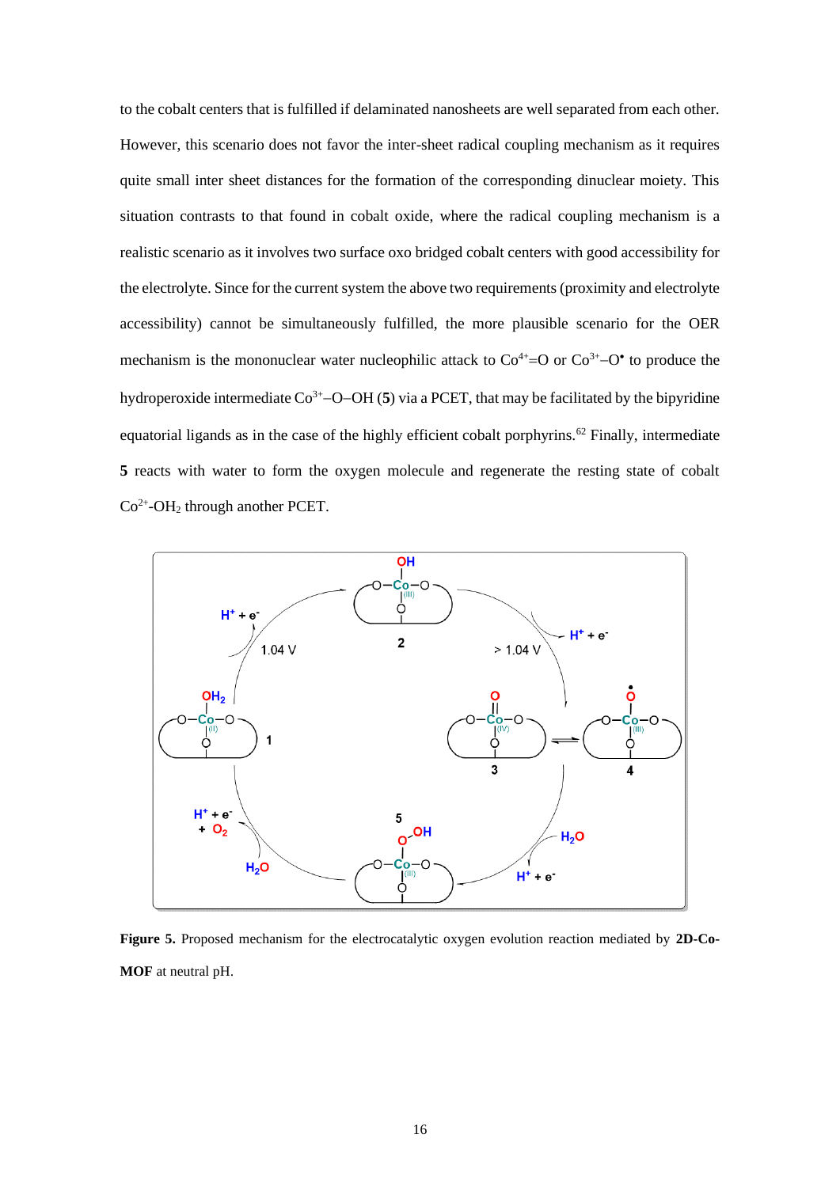to the cobalt centers that is fulfilled if delaminated nanosheets are well separated from each other. However, this scenario does not favor the inter-sheet radical coupling mechanism as it requires quite small inter sheet distances for the formation of the corresponding dinuclear moiety. This situation contrasts to that found in cobalt oxide, where the radical coupling mechanism is a realistic scenario as it involves two surface oxo bridged cobalt centers with good accessibility for the electrolyte. Since for the current system the above two requirements (proximity and electrolyte accessibility) cannot be simultaneously fulfilled, the more plausible scenario for the OER mechanism is the mononuclear water nucleophilic attack to $Co^{4+}$=O or $Co^{3+}$–O$^{\bullet}$ to produce the hydroperoxide intermediate $Co^{3+}$–O–OH (**5**) via a PCET, that may be facilitated by the bipyridine equatorial ligands as in the case of the highly efficient cobalt porphyrins.[62] Finally, intermediate **5** reacts with water to form the oxygen molecule and regenerate the resting state of cobalt $Co^{2+}$-$OH_2$ through another PCET.

**Figure 5.** Proposed mechanism for the electrocatalytic oxygen evolution reaction mediated by **2D-Co-MOF** at neutral pH.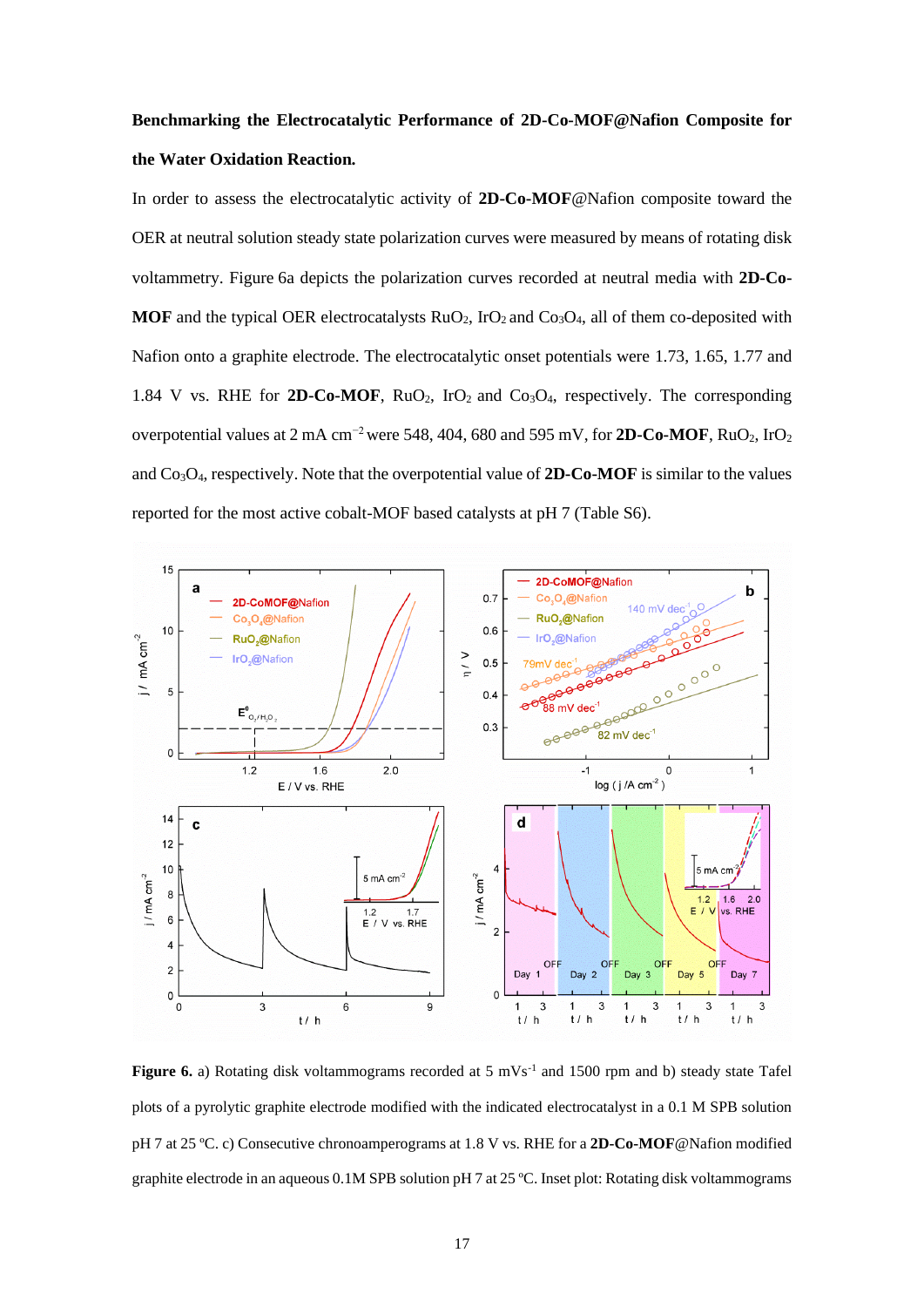**Benchmarking the Electrocatalytic Performance of 2D-Co-MOF@Nafion Composite for the Water Oxidation Reaction.**

In order to assess the electrocatalytic activity of **2D-Co-MOF**@Nafion composite toward the OER at neutral solution steady state polarization curves were measured by means of rotating disk voltammetry. Figure 6a depicts the polarization curves recorded at neutral media with **2D-Co-MOF** and the typical OER electrocatalysts $RuO_2$, $IrO_2$ and $Co_3O_4$, all of them co-deposited with Nafion onto a graphite electrode. The electrocatalytic onset potentials were 1.73, 1.65, 1.77 and 1.84 V vs. RHE for **2D-Co-MOF**, $RuO_2$, $IrO_2$ and $Co_3O_4$, respectively. The corresponding overpotential values at 2 mA $cm^{-2}$ were 548, 404, 680 and 595 mV, for **2D-Co-MOF**, $RuO_2$, $IrO_2$ and $Co_3O_4$, respectively. Note that the overpotential value of **2D-Co-MOF** is similar to the values reported for the most active cobalt-MOF based catalysts at pH 7 (Table S6).

**Figure 6.** a) Rotating disk voltammograms recorded at 5 mVs$^{-1}$ and 1500 rpm and b) steady state Tafel plots of a pyrolytic graphite electrode modified with the indicated electrocatalyst in a 0.1 M SPB solution pH 7 at 25 ºC. c) Consecutive chronoamperograms at 1.8 V vs. RHE for a **2D-Co-MOF**@Nafion modified graphite electrode in an aqueous 0.1M SPB solution pH 7 at 25 ºC. Inset plot: Rotating disk voltammograms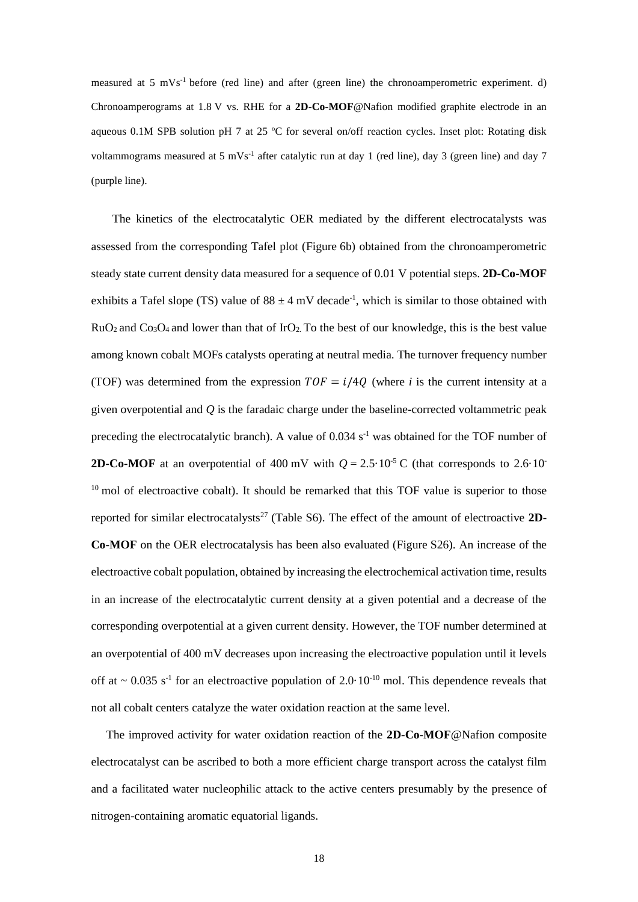measured at 5 $mVs^{-1}$ before (red line) and after (green line) the chronoamperometric experiment. d) Chronoamperograms at 1.8 V vs. RHE for a **2D-Co-MOF**@Nafion modified graphite electrode in an aqueous 0.1M SPB solution pH 7 at 25 ºC for several on/off reaction cycles. Inset plot: Rotating disk voltammograms measured at 5 $mVs^{-1}$ after catalytic run at day 1 (red line), day 3 (green line) and day 7 (purple line).

The kinetics of the electrocatalytic OER mediated by the different electrocatalysts was assessed from the corresponding Tafel plot (Figure 6b) obtained from the chronoamperometric steady state current density data measured for a sequence of 0.01 V potential steps. **2D-Co-MOF** exhibits a Tafel slope (TS) value of $88 \pm 4$ mV $decade^{-1}$, which is similar to those obtained with $RuO_2$ and $Co_3O_4$ and lower than that of $IrO_2$. To the best of our knowledge, this is the best value among known cobalt MOFs catalysts operating at neutral media. The turnover frequency number (TOF) was determined from the expression $TOF = i/4Q$ (where $i$ is the current intensity at a given overpotential and $Q$ is the faradaic charge under the baseline-corrected voltammetric peak preceding the electrocatalytic branch). A value of 0.034 $s^{-1}$ was obtained for the TOF number of **2D-Co-MOF** at an overpotential of 400 mV with $Q = 2.5 \cdot 10^{-5}$ C (that corresponds to $2.6 \cdot 10^{-10}$ mol of electroactive cobalt). It should be remarked that this TOF value is superior to those reported for similar electrocatalysts[27] (Table S6). The effect of the amount of electroactive **2D-Co-MOF** on the OER electrocatalysis has been also evaluated (Figure S26). An increase of the electroactive cobalt population, obtained by increasing the electrochemical activation time, results in an increase of the electrocatalytic current density at a given potential and a decrease of the corresponding overpotential at a given current density. However, the TOF number determined at an overpotential of 400 mV decreases upon increasing the electroactive population until it levels off at ~ 0.035 $s^{-1}$ for an electroactive population of $2.0 \cdot 10^{-10}$ mol. This dependence reveals that not all cobalt centers catalyze the water oxidation reaction at the same level.

The improved activity for water oxidation reaction of the **2D-Co-MOF**@Nafion composite electrocatalyst can be ascribed to both a more efficient charge transport across the catalyst film and a facilitated water nucleophilic attack to the active centers presumably by the presence of nitrogen-containing aromatic equatorial ligands.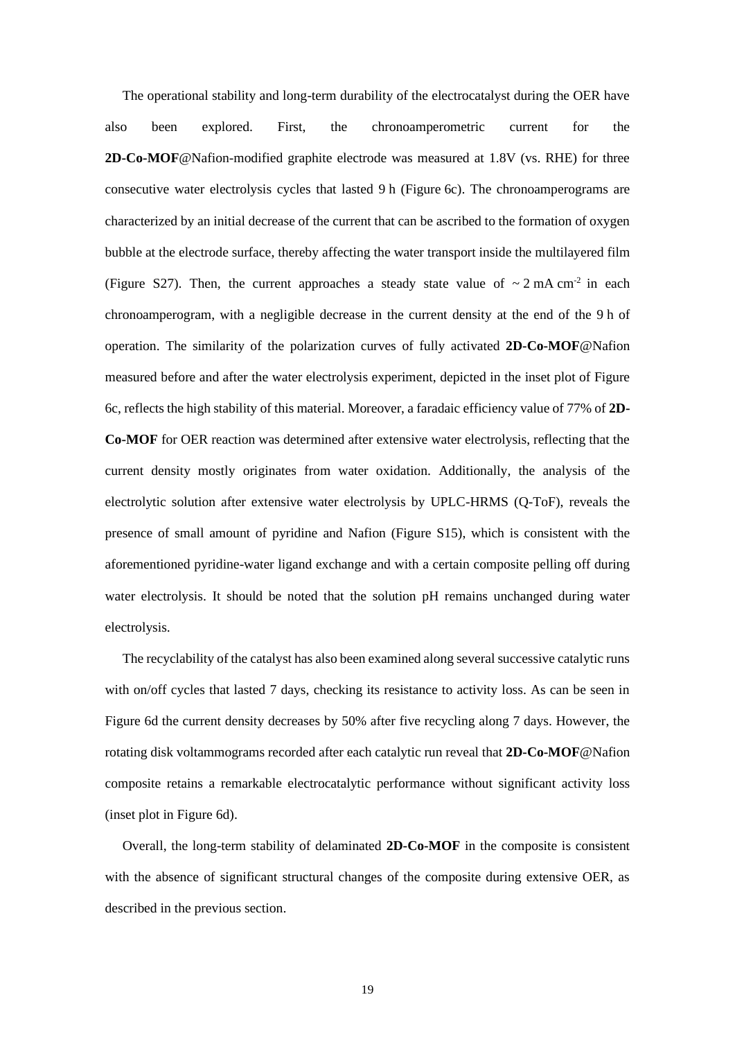The operational stability and long-term durability of the electrocatalyst during the OER have also been explored. First, the chronoamperometric current for the **2D-Co-MOF**@Nafion-modified graphite electrode was measured at 1.8V (vs. RHE) for three consecutive water electrolysis cycles that lasted 9 h (Figure 6c). The chronoamperograms are characterized by an initial decrease of the current that can be ascribed to the formation of oxygen bubble at the electrode surface, thereby affecting the water transport inside the multilayered film (Figure S27). Then, the current approaches a steady state value of $\sim 2$ mA cm$^{-2}$ in each chronoamperogram, with a negligible decrease in the current density at the end of the 9 h of operation. The similarity of the polarization curves of fully activated **2D-Co-MOF**@Nafion measured before and after the water electrolysis experiment, depicted in the inset plot of Figure 6c, reflects the high stability of this material. Moreover, a faradaic efficiency value of 77% of **2D-Co-MOF** for OER reaction was determined after extensive water electrolysis, reflecting that the current density mostly originates from water oxidation. Additionally, the analysis of the electrolytic solution after extensive water electrolysis by UPLC-HRMS (Q-ToF), reveals the presence of small amount of pyridine and Nafion (Figure S15), which is consistent with the aforementioned pyridine-water ligand exchange and with a certain composite pelling off during water electrolysis. It should be noted that the solution pH remains unchanged during water electrolysis.

The recyclability of the catalyst has also been examined along several successive catalytic runs with on/off cycles that lasted 7 days, checking its resistance to activity loss. As can be seen in Figure 6d the current density decreases by 50% after five recycling along 7 days. However, the rotating disk voltammograms recorded after each catalytic run reveal that **2D-Co-MOF**@Nafion composite retains a remarkable electrocatalytic performance without significant activity loss (inset plot in Figure 6d).

Overall, the long-term stability of delaminated **2D-Co-MOF** in the composite is consistent with the absence of significant structural changes of the composite during extensive OER, as described in the previous section.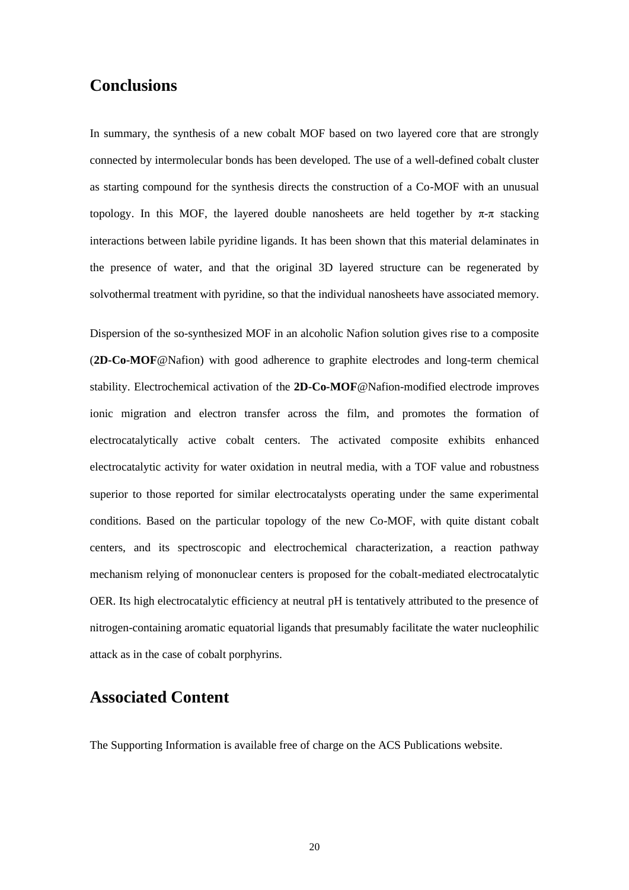## Conclusions

In summary, the synthesis of a new cobalt MOF based on two layered core that are strongly connected by intermolecular bonds has been developed. The use of a well-defined cobalt cluster as starting compound for the synthesis directs the construction of a Co-MOF with an unusual topology. In this MOF, the layered double nanosheets are held together by π-π stacking interactions between labile pyridine ligands. It has been shown that this material delaminates in the presence of water, and that the original 3D layered structure can be regenerated by solvothermal treatment with pyridine, so that the individual nanosheets have associated memory.

Dispersion of the so-synthesized MOF in an alcoholic Nafion solution gives rise to a composite (**2D-Co-MOF**@Nafion) with good adherence to graphite electrodes and long-term chemical stability. Electrochemical activation of the **2D-Co-MOF**@Nafion-modified electrode improves ionic migration and electron transfer across the film, and promotes the formation of electrocatalytically active cobalt centers. The activated composite exhibits enhanced electrocatalytic activity for water oxidation in neutral media, with a TOF value and robustness superior to those reported for similar electrocatalysts operating under the same experimental conditions. Based on the particular topology of the new Co-MOF, with quite distant cobalt centers, and its spectroscopic and electrochemical characterization, a reaction pathway mechanism relying of mononuclear centers is proposed for the cobalt-mediated electrocatalytic OER. Its high electrocatalytic efficiency at neutral pH is tentatively attributed to the presence of nitrogen-containing aromatic equatorial ligands that presumably facilitate the water nucleophilic attack as in the case of cobalt porphyrins.

## Associated Content

The Supporting Information is available free of charge on the ACS Publications website.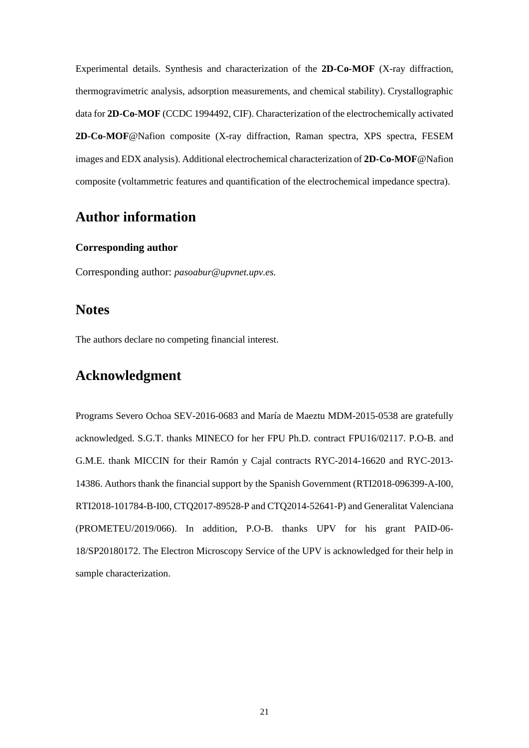Experimental details. Synthesis and characterization of the **2D-Co-MOF** (X-ray diffraction, thermogravimetric analysis, adsorption measurements, and chemical stability). Crystallographic data for **2D-Co-MOF** (CCDC 1994492, CIF). Characterization of the electrochemically activated **2D-Co-MOF**@Nafion composite (X-ray diffraction, Raman spectra, XPS spectra, FESEM images and EDX analysis). Additional electrochemical characterization of **2D-Co-MOF**@Nafion composite (voltammetric features and quantification of the electrochemical impedance spectra).

## Author information

### Corresponding author

Corresponding author: *pasoabur@upvnet.upv.es.*

## Notes

The authors declare no competing financial interest.

## Acknowledgment

Programs Severo Ochoa SEV-2016-0683 and María de Maeztu MDM-2015-0538 are gratefully acknowledged. S.G.T. thanks MINECO for her FPU Ph.D. contract FPU16/02117. P.O-B. and G.M.E. thank MICCIN for their Ramón y Cajal contracts RYC-2014-16620 and RYC-2013-14386. Authors thank the financial support by the Spanish Government (RTI2018-096399-A-I00, RTI2018-101784-B-I00, CTQ2017-89528-P and CTQ2014-52641-P) and Generalitat Valenciana (PROMETEU/2019/066). In addition, P.O-B. thanks UPV for his grant PAID-06-18/SP20180172. The Electron Microscopy Service of the UPV is acknowledged for their help in sample characterization.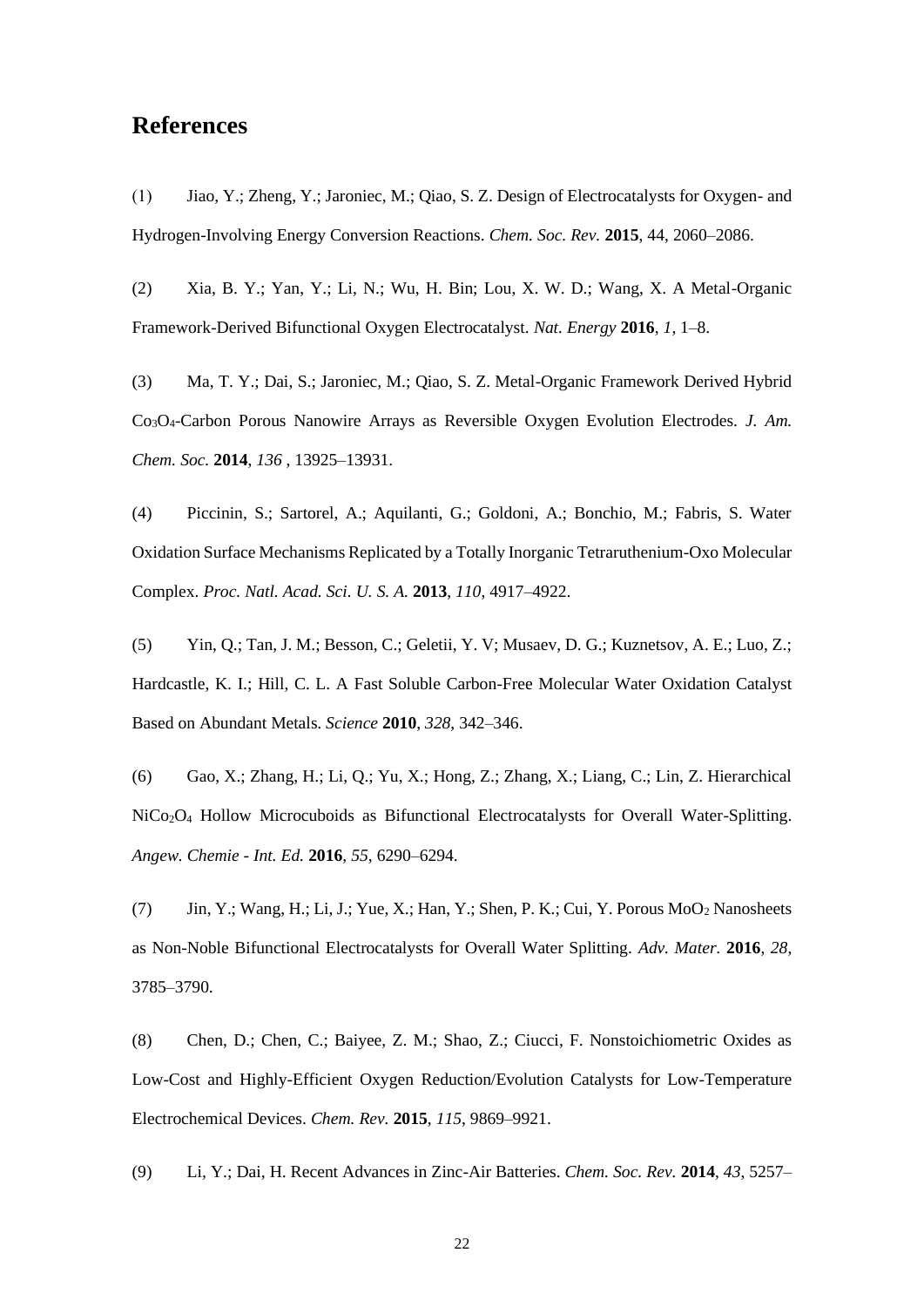## References

(1) Jiao, Y.; Zheng, Y.; Jaroniec, M.; Qiao, S. Z. Design of Electrocatalysts for Oxygen- and Hydrogen-Involving Energy Conversion Reactions. *Chem. Soc. Rev.* **2015**, 44, 2060–2086.

(2) Xia, B. Y.; Yan, Y.; Li, N.; Wu, H. Bin; Lou, X. W. D.; Wang, X. A Metal-Organic Framework-Derived Bifunctional Oxygen Electrocatalyst. *Nat. Energy* **2016**, *1*, 1–8.

(3) Ma, T. Y.; Dai, S.; Jaroniec, M.; Qiao, S. Z. Metal-Organic Framework Derived Hybrid $Co_3O_4$-Carbon Porous Nanowire Arrays as Reversible Oxygen Evolution Electrodes. *J. Am. Chem. Soc.* **2014**, *136* , 13925–13931.

(4) Piccinin, S.; Sartorel, A.; Aquilanti, G.; Goldoni, A.; Bonchio, M.; Fabris, S. Water Oxidation Surface Mechanisms Replicated by a Totally Inorganic Tetraruthenium-Oxo Molecular Complex. *Proc. Natl. Acad. Sci. U. S. A.* **2013**, *110*, 4917–4922.

(5) Yin, Q.; Tan, J. M.; Besson, C.; Geletii, Y. V; Musaev, D. G.; Kuznetsov, A. E.; Luo, Z.; Hardcastle, K. I.; Hill, C. L. A Fast Soluble Carbon-Free Molecular Water Oxidation Catalyst Based on Abundant Metals. *Science* **2010**, *328*, 342–346.

(6) Gao, X.; Zhang, H.; Li, Q.; Yu, X.; Hong, Z.; Zhang, X.; Liang, C.; Lin, Z. Hierarchical $NiCo_2O_4$ Hollow Microcuboids as Bifunctional Electrocatalysts for Overall Water-Splitting. *Angew. Chemie - Int. Ed.* **2016**, *55*, 6290–6294.

(7) Jin, Y.; Wang, H.; Li, J.; Yue, X.; Han, Y.; Shen, P. K.; Cui, Y. Porous $MoO_2$ Nanosheets as Non-Noble Bifunctional Electrocatalysts for Overall Water Splitting. *Adv. Mater.* **2016**, *28*, 3785–3790.

(8) Chen, D.; Chen, C.; Baiyee, Z. M.; Shao, Z.; Ciucci, F. Nonstoichiometric Oxides as Low-Cost and Highly-Efficient Oxygen Reduction/Evolution Catalysts for Low-Temperature Electrochemical Devices. *Chem. Rev.* **2015**, *115*, 9869–9921.

(9) Li, Y.; Dai, H. Recent Advances in Zinc-Air Batteries. *Chem. Soc. Rev.* **2014**, *43*, 5257–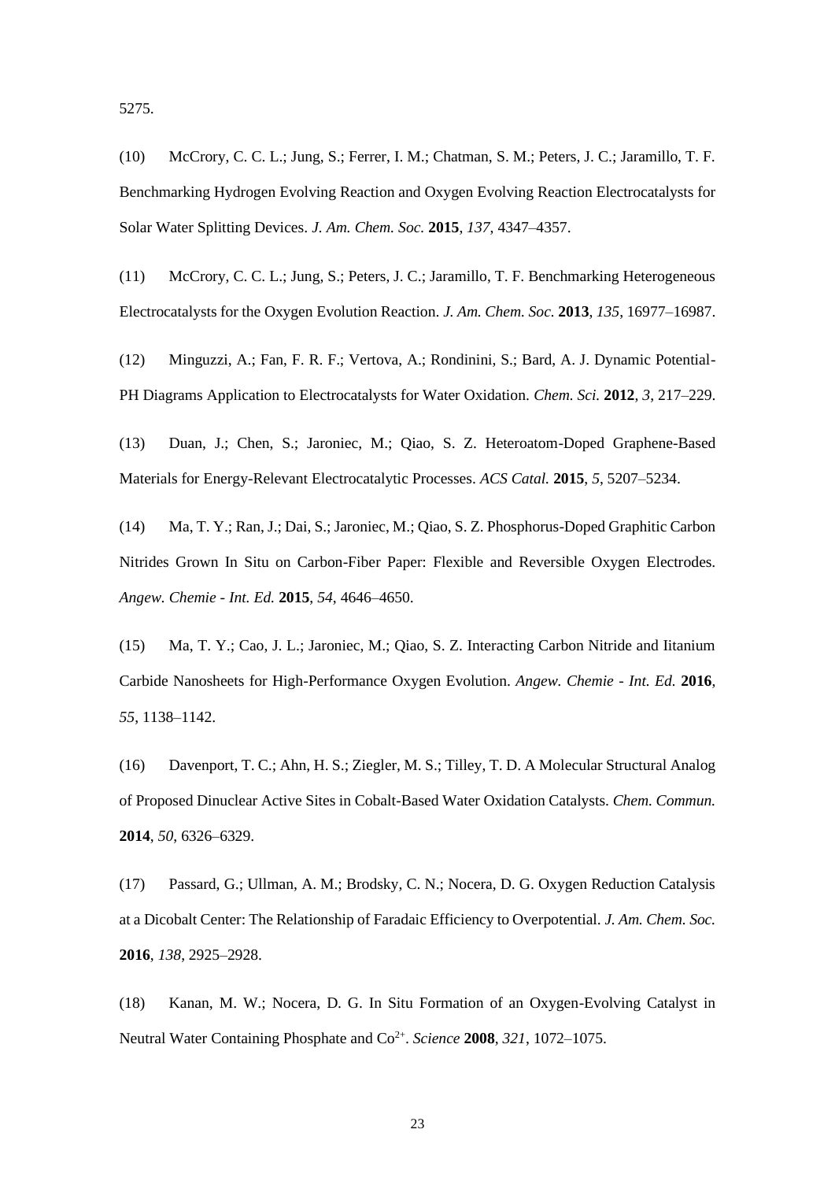5275.

(10) McCrory, C. C. L.; Jung, S.; Ferrer, I. M.; Chatman, S. M.; Peters, J. C.; Jaramillo, T. F. Benchmarking Hydrogen Evolving Reaction and Oxygen Evolving Reaction Electrocatalysts for Solar Water Splitting Devices. *J. Am. Chem. Soc.* **2015**, *137*, 4347–4357.

(11) McCrory, C. C. L.; Jung, S.; Peters, J. C.; Jaramillo, T. F. Benchmarking Heterogeneous Electrocatalysts for the Oxygen Evolution Reaction. *J. Am. Chem. Soc.* **2013**, *135*, 16977–16987.

(12) Minguzzi, A.; Fan, F. R. F.; Vertova, A.; Rondinini, S.; Bard, A. J. Dynamic Potential-PH Diagrams Application to Electrocatalysts for Water Oxidation. *Chem. Sci.* **2012**, *3*, 217–229.

(13) Duan, J.; Chen, S.; Jaroniec, M.; Qiao, S. Z. Heteroatom-Doped Graphene-Based Materials for Energy-Relevant Electrocatalytic Processes. *ACS Catal.* **2015**, *5*, 5207–5234.

(14) Ma, T. Y.; Ran, J.; Dai, S.; Jaroniec, M.; Qiao, S. Z. Phosphorus-Doped Graphitic Carbon Nitrides Grown In Situ on Carbon-Fiber Paper: Flexible and Reversible Oxygen Electrodes. *Angew. Chemie - Int. Ed.* **2015**, *54*, 4646–4650.

(15) Ma, T. Y.; Cao, J. L.; Jaroniec, M.; Qiao, S. Z. Interacting Carbon Nitride and Iitanium Carbide Nanosheets for High-Performance Oxygen Evolution. *Angew. Chemie - Int. Ed.* **2016**, *55*, 1138–1142.

(16) Davenport, T. C.; Ahn, H. S.; Ziegler, M. S.; Tilley, T. D. A Molecular Structural Analog of Proposed Dinuclear Active Sites in Cobalt-Based Water Oxidation Catalysts. *Chem. Commun.* **2014**, *50*, 6326–6329.

(17) Passard, G.; Ullman, A. M.; Brodsky, C. N.; Nocera, D. G. Oxygen Reduction Catalysis at a Dicobalt Center: The Relationship of Faradaic Efficiency to Overpotential. *J. Am. Chem. Soc.* **2016**, *138*, 2925–2928.

(18) Kanan, M. W.; Nocera, D. G. In Situ Formation of an Oxygen-Evolving Catalyst in Neutral Water Containing Phosphate and $Co^{2+}$. *Science* **2008**, *321*, 1072–1075.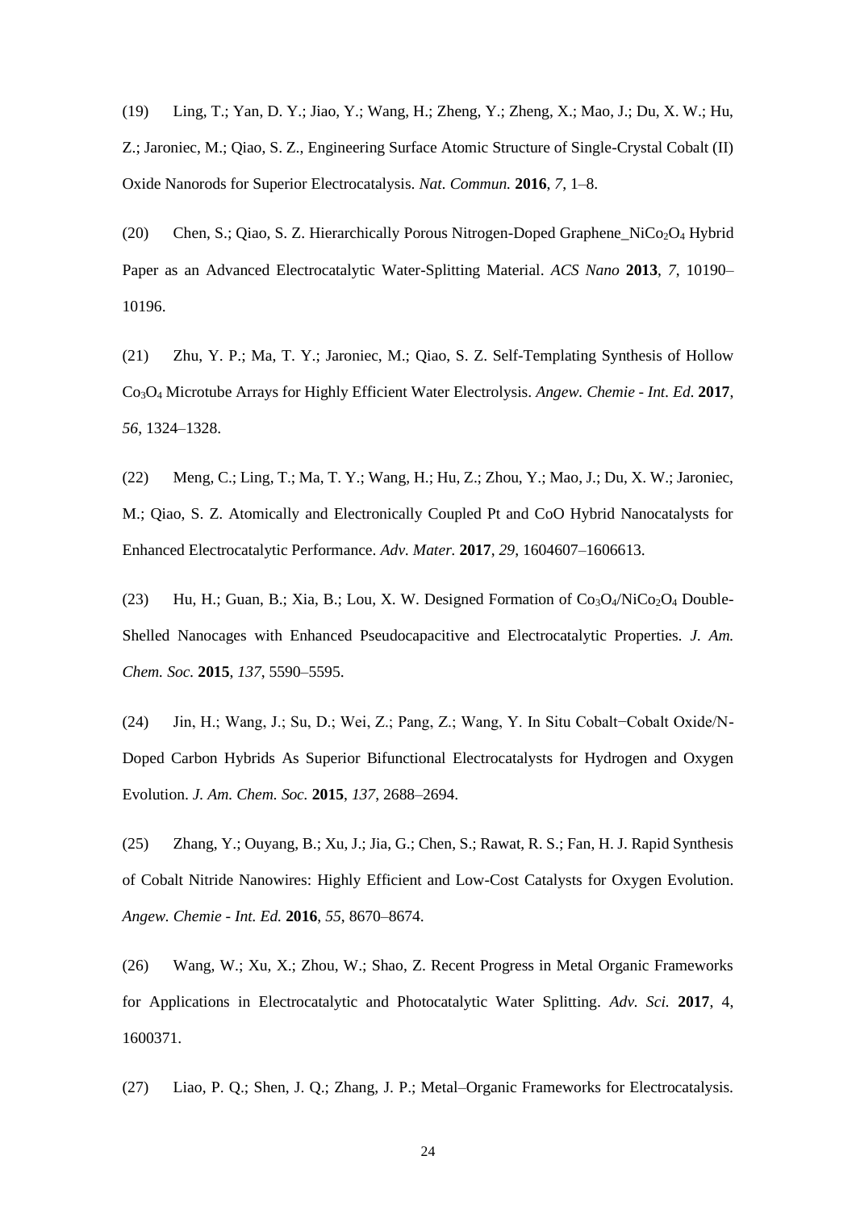(19) Ling, T.; Yan, D. Y.; Jiao, Y.; Wang, H.; Zheng, Y.; Zheng, X.; Mao, J.; Du, X. W.; Hu, Z.; Jaroniec, M.; Qiao, S. Z., Engineering Surface Atomic Structure of Single-Crystal Cobalt (II) Oxide Nanorods for Superior Electrocatalysis. *Nat. Commun.* **2016**, *7*, 1–8.

(20) Chen, S.; Qiao, S. Z. Hierarchically Porous Nitrogen-Doped Graphene_$NiCo_2O_4$ Hybrid Paper as an Advanced Electrocatalytic Water-Splitting Material. *ACS Nano* **2013**, *7*, 10190–10196.

(21) Zhu, Y. P.; Ma, T. Y.; Jaroniec, M.; Qiao, S. Z. Self-Templating Synthesis of Hollow $Co_3O_4$ Microtube Arrays for Highly Efficient Water Electrolysis. *Angew. Chemie - Int. Ed.* **2017**, *56*, 1324–1328.

(22) Meng, C.; Ling, T.; Ma, T. Y.; Wang, H.; Hu, Z.; Zhou, Y.; Mao, J.; Du, X. W.; Jaroniec, M.; Qiao, S. Z. Atomically and Electronically Coupled Pt and CoO Hybrid Nanocatalysts for Enhanced Electrocatalytic Performance. *Adv. Mater.* **2017**, *29*, 1604607–1606613.

(23) Hu, H.; Guan, B.; Xia, B.; Lou, X. W. Designed Formation of $Co_3O_4$/$NiCo_2O_4$ Double-Shelled Nanocages with Enhanced Pseudocapacitive and Electrocatalytic Properties. *J. Am. Chem. Soc.* **2015**, *137*, 5590–5595.

(24) Jin, H.; Wang, J.; Su, D.; Wei, Z.; Pang, Z.; Wang, Y. In Situ Cobalt−Cobalt Oxide/N-Doped Carbon Hybrids As Superior Bifunctional Electrocatalysts for Hydrogen and Oxygen Evolution. *J. Am. Chem. Soc.* **2015**, *137*, 2688–2694.

(25) Zhang, Y.; Ouyang, B.; Xu, J.; Jia, G.; Chen, S.; Rawat, R. S.; Fan, H. J. Rapid Synthesis of Cobalt Nitride Nanowires: Highly Efficient and Low-Cost Catalysts for Oxygen Evolution. *Angew. Chemie - Int. Ed.* **2016**, *55*, 8670–8674.

(26) Wang, W.; Xu, X.; Zhou, W.; Shao, Z. Recent Progress in Metal Organic Frameworks for Applications in Electrocatalytic and Photocatalytic Water Splitting. *Adv. Sci.* **2017**, 4, 1600371.

(27) Liao, P. Q.; Shen, J. Q.; Zhang, J. P.; Metal–Organic Frameworks for Electrocatalysis.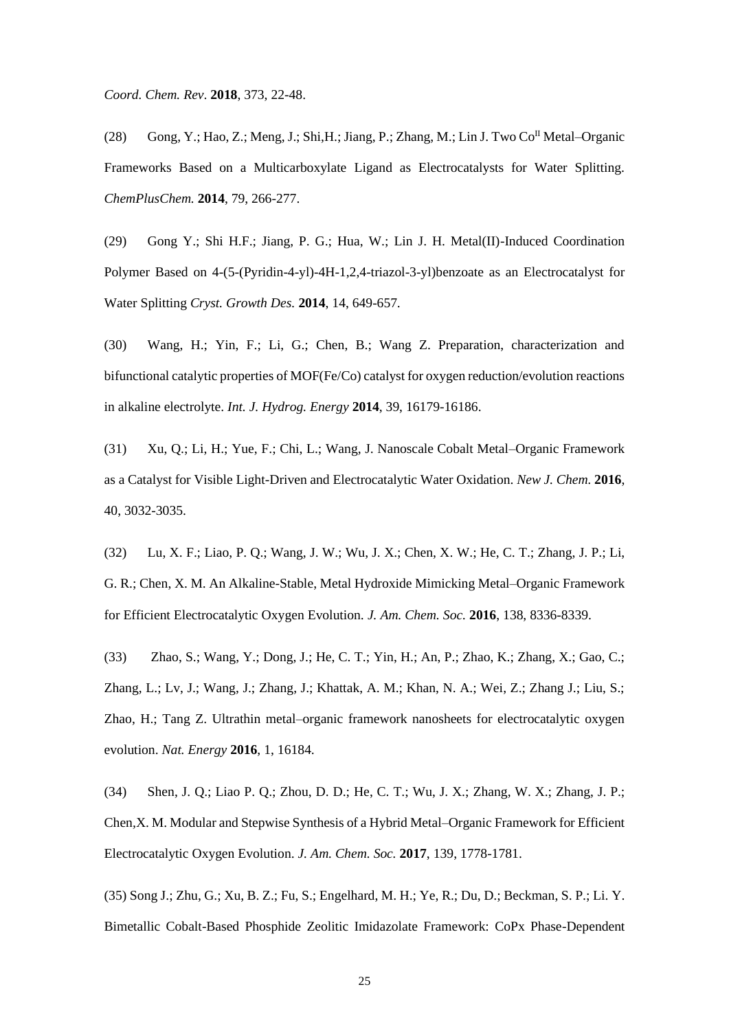*Coord. Chem. Rev*. **2018**, 373, 22-48.

(28) Gong, Y.; Hao, Z.; Meng, J.; Shi,H.; Jiang, P.; Zhang, M.; Lin J. Two $Co^{II}$ Metal–Organic Frameworks Based on a Multicarboxylate Ligand as Electrocatalysts for Water Splitting. *ChemPlusChem.* **2014**, 79, 266-277.

(29) Gong Y.; Shi H.F.; Jiang, P. G.; Hua, W.; Lin J. H. Metal(II)-Induced Coordination Polymer Based on 4-(5-(Pyridin-4-yl)-4H-1,2,4-triazol-3-yl)benzoate as an Electrocatalyst for Water Splitting *Cryst. Growth Des.* **2014**, 14, 649-657.

(30) Wang, H.; Yin, F.; Li, G.; Chen, B.; Wang Z. Preparation, characterization and bifunctional catalytic properties of MOF(Fe/Co) catalyst for oxygen reduction/evolution reactions in alkaline electrolyte. *Int. J. Hydrog. Energy* **2014**, 39, 16179-16186.

(31) Xu, Q.; Li, H.; Yue, F.; Chi, L.; Wang, J. Nanoscale Cobalt Metal–Organic Framework as a Catalyst for Visible Light-Driven and Electrocatalytic Water Oxidation. *New J. Chem.* **2016**, 40, 3032-3035.

(32) Lu, X. F.; Liao, P. Q.; Wang, J. W.; Wu, J. X.; Chen, X. W.; He, C. T.; Zhang, J. P.; Li, G. R.; Chen, X. M. An Alkaline-Stable, Metal Hydroxide Mimicking Metal–Organic Framework for Efficient Electrocatalytic Oxygen Evolution. *J. Am. Chem. Soc.* **2016**, 138, 8336-8339.

(33) Zhao, S.; Wang, Y.; Dong, J.; He, C. T.; Yin, H.; An, P.; Zhao, K.; Zhang, X.; Gao, C.; Zhang, L.; Lv, J.; Wang, J.; Zhang, J.; Khattak, A. M.; Khan, N. A.; Wei, Z.; Zhang J.; Liu, S.; Zhao, H.; Tang Z. Ultrathin metal–organic framework nanosheets for electrocatalytic oxygen evolution. *Nat. Energy* **2016**, 1, 16184.

(34) Shen, J. Q.; Liao P. Q.; Zhou, D. D.; He, C. T.; Wu, J. X.; Zhang, W. X.; Zhang, J. P.; Chen,X. M. Modular and Stepwise Synthesis of a Hybrid Metal–Organic Framework for Efficient Electrocatalytic Oxygen Evolution. *J. Am. Chem. Soc.* **2017**, 139, 1778-1781.

(35) Song J.; Zhu, G.; Xu, B. Z.; Fu, S.; Engelhard, M. H.; Ye, R.; Du, D.; Beckman, S. P.; Li. Y. Bimetallic Cobalt-Based Phosphide Zeolitic Imidazolate Framework: CoPx Phase-Dependent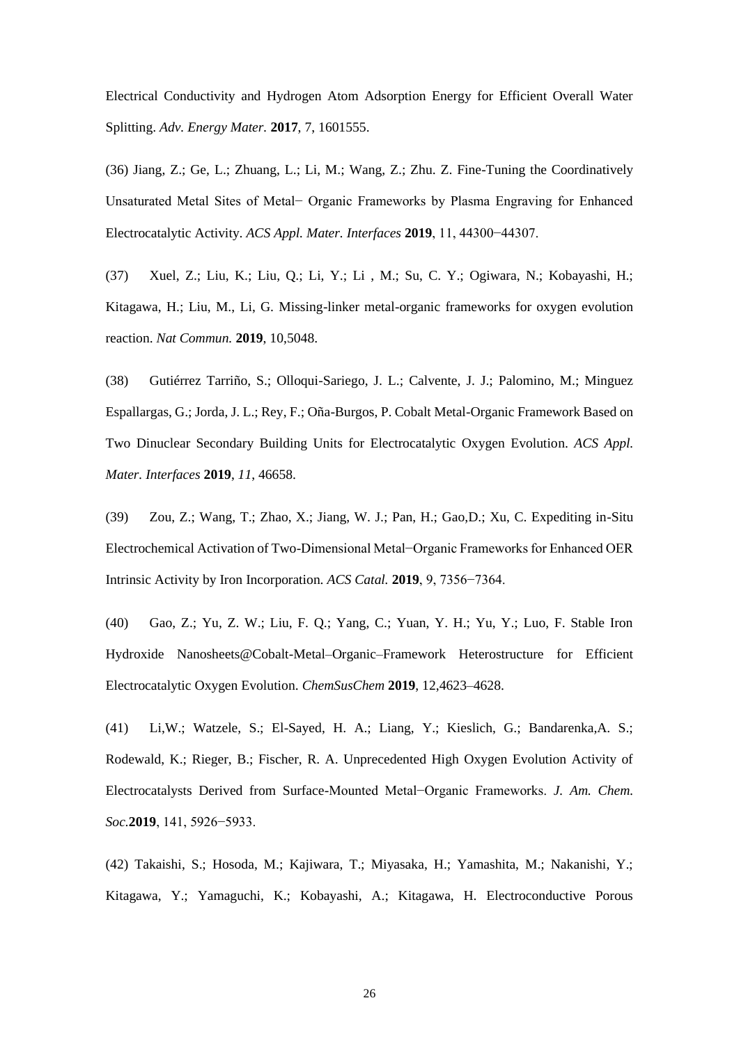Electrical Conductivity and Hydrogen Atom Adsorption Energy for Efficient Overall Water Splitting. *Adv. Energy Mater.* **2017**, 7, 1601555.

(36) Jiang, Z.; Ge, L.; Zhuang, L.; Li, M.; Wang, Z.; Zhu. Z. Fine-Tuning the Coordinatively Unsaturated Metal Sites of Metal− Organic Frameworks by Plasma Engraving for Enhanced Electrocatalytic Activity. *ACS Appl. Mater. Interfaces* **2019**, 11, 44300−44307.

(37) Xuel, Z.; Liu, K.; Liu, Q.; Li, Y.; Li , M.; Su, C. Y.; Ogiwara, N.; Kobayashi, H.; Kitagawa, H.; Liu, M., Li, G. Missing-linker metal-organic frameworks for oxygen evolution reaction. *Nat Commun.* **2019**, 10,5048.

(38) Gutiérrez Tarriño, S.; Olloqui-Sariego, J. L.; Calvente, J. J.; Palomino, M.; Minguez Espallargas, G.; Jorda, J. L.; Rey, F.; Oña-Burgos, P. Cobalt Metal-Organic Framework Based on Two Dinuclear Secondary Building Units for Electrocatalytic Oxygen Evolution. *ACS Appl. Mater. Interfaces* **2019**, *11*, 46658.

(39) Zou, Z.; Wang, T.; Zhao, X.; Jiang, W. J.; Pan, H.; Gao,D.; Xu, C. Expediting in-Situ Electrochemical Activation of Two-Dimensional Metal−Organic Frameworks for Enhanced OER Intrinsic Activity by Iron Incorporation. *ACS Catal.* **2019**, 9, 7356−7364.

(40) Gao, Z.; Yu, Z. W.; Liu, F. Q.; Yang, C.; Yuan, Y. H.; Yu, Y.; Luo, F. Stable Iron Hydroxide Nanosheets@Cobalt-Metal–Organic–Framework Heterostructure for Efficient Electrocatalytic Oxygen Evolution. *ChemSusChem* **2019**, 12,4623–4628.

(41) Li,W.; Watzele, S.; El-Sayed, H. A.; Liang, Y.; Kieslich, G.; Bandarenka,A. S.; Rodewald, K.; Rieger, B.; Fischer, R. A. Unprecedented High Oxygen Evolution Activity of Electrocatalysts Derived from Surface-Mounted Metal−Organic Frameworks. *J. Am. Chem. Soc.***2019**, 141, 5926−5933.

(42) Takaishi, S.; Hosoda, M.; Kajiwara, T.; Miyasaka, H.; Yamashita, M.; Nakanishi, Y.; Kitagawa, Y.; Yamaguchi, K.; Kobayashi, A.; Kitagawa, H. Electroconductive Porous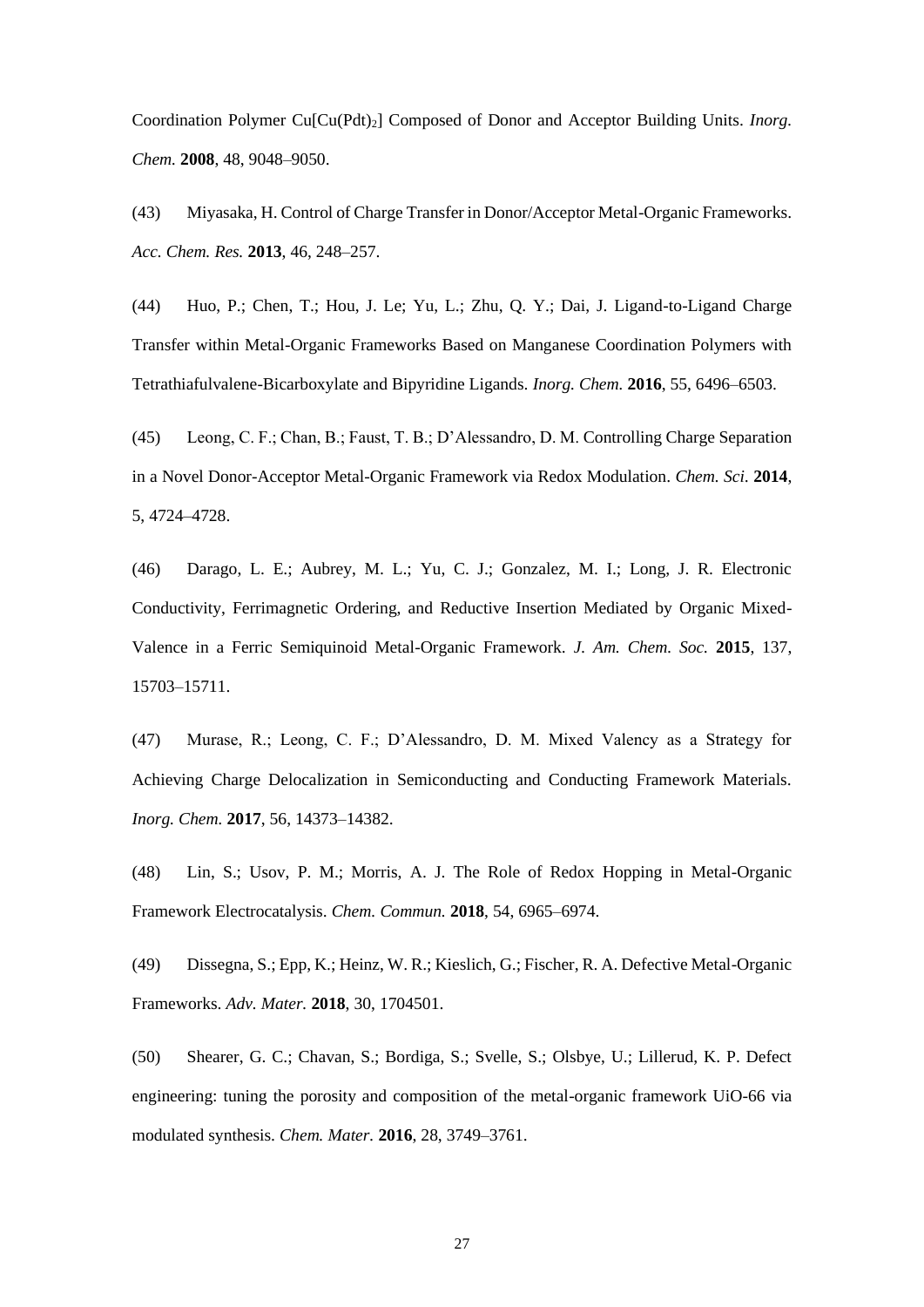Coordination Polymer Cu[Cu(Pdt)$_2$] Composed of Donor and Acceptor Building Units. *Inorg. Chem.* **2008**, 48, 9048–9050.

(43) Miyasaka, H. Control of Charge Transfer in Donor/Acceptor Metal-Organic Frameworks. *Acc. Chem. Res.* **2013**, 46, 248–257.

(44) Huo, P.; Chen, T.; Hou, J. Le; Yu, L.; Zhu, Q. Y.; Dai, J. Ligand-to-Ligand Charge Transfer within Metal-Organic Frameworks Based on Manganese Coordination Polymers with Tetrathiafulvalene-Bicarboxylate and Bipyridine Ligands. *Inorg. Chem.* **2016**, 55, 6496–6503.

(45) Leong, C. F.; Chan, B.; Faust, T. B.; D'Alessandro, D. M. Controlling Charge Separation in a Novel Donor-Acceptor Metal-Organic Framework via Redox Modulation. *Chem. Sci.* **2014**, 5, 4724–4728.

(46) Darago, L. E.; Aubrey, M. L.; Yu, C. J.; Gonzalez, M. I.; Long, J. R. Electronic Conductivity, Ferrimagnetic Ordering, and Reductive Insertion Mediated by Organic Mixed-Valence in a Ferric Semiquinoid Metal-Organic Framework. *J. Am. Chem. Soc.* **2015**, 137, 15703–15711.

(47) Murase, R.; Leong, C. F.; D'Alessandro, D. M. Mixed Valency as a Strategy for Achieving Charge Delocalization in Semiconducting and Conducting Framework Materials. *Inorg. Chem.* **2017**, 56, 14373–14382.

(48) Lin, S.; Usov, P. M.; Morris, A. J. The Role of Redox Hopping in Metal-Organic Framework Electrocatalysis. *Chem. Commun.* **2018**, 54, 6965–6974.

(49) Dissegna, S.; Epp, K.; Heinz, W. R.; Kieslich, G.; Fischer, R. A. Defective Metal-Organic Frameworks. *Adv. Mater.* **2018**, 30, 1704501.

(50) Shearer, G. C.; Chavan, S.; Bordiga, S.; Svelle, S.; Olsbye, U.; Lillerud, K. P. Defect engineering: tuning the porosity and composition of the metal-organic framework UiO-66 via modulated synthesis. *Chem. Mater.* **2016**, 28, 3749–3761.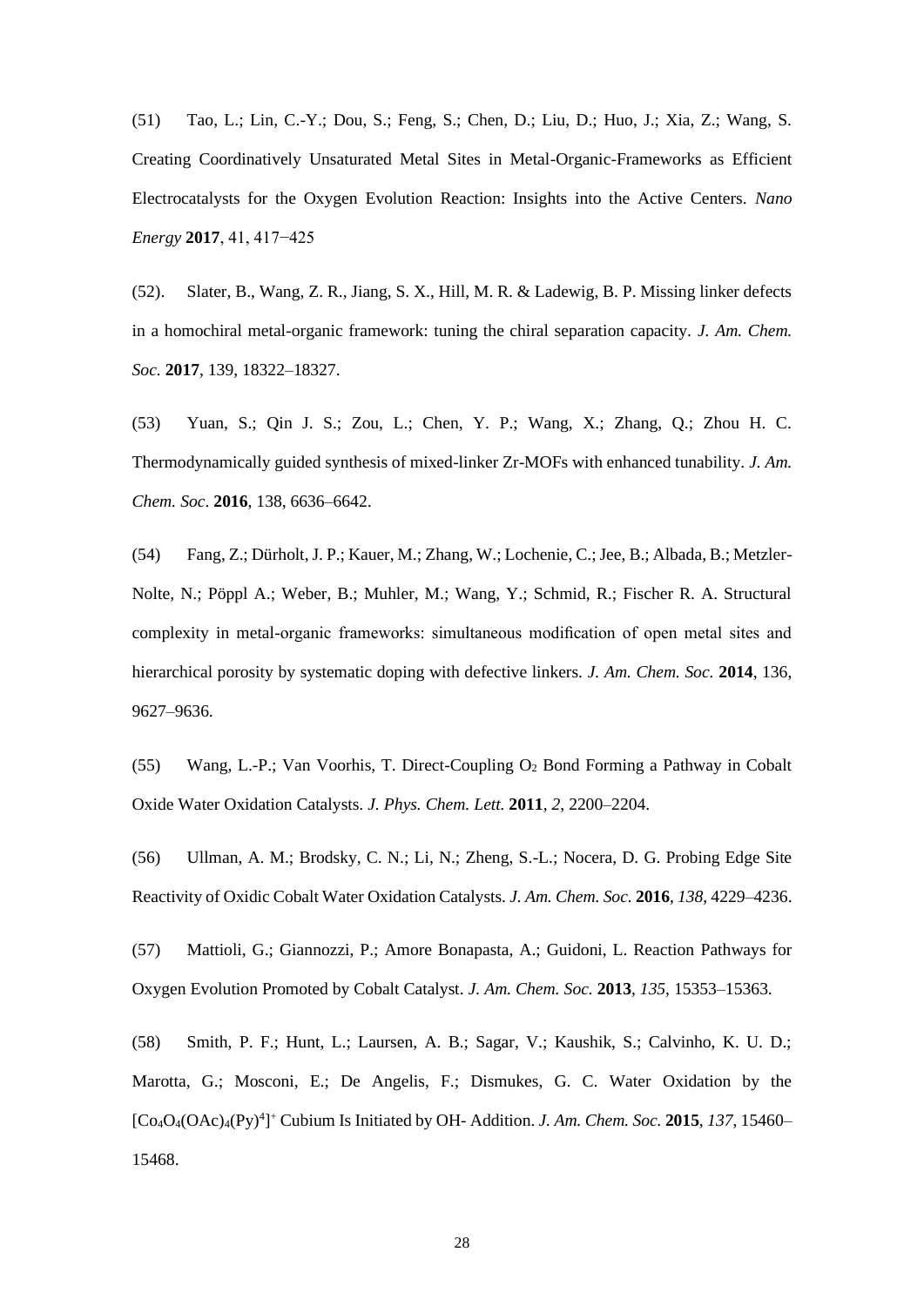(51) Tao, L.; Lin, C.-Y.; Dou, S.; Feng, S.; Chen, D.; Liu, D.; Huo, J.; Xia, Z.; Wang, S. Creating Coordinatively Unsaturated Metal Sites in Metal-Organic-Frameworks as Efficient Electrocatalysts for the Oxygen Evolution Reaction: Insights into the Active Centers. *Nano Energy* **2017**, 41, 417−425

(52). Slater, B., Wang, Z. R., Jiang, S. X., Hill, M. R. & Ladewig, B. P. Missing linker defects in a homochiral metal-organic framework: tuning the chiral separation capacity. *J. Am. Chem. Soc.* **2017**, 139, 18322–18327.

(53) Yuan, S.; Qin J. S.; Zou, L.; Chen, Y. P.; Wang, X.; Zhang, Q.; Zhou H. C. Thermodynamically guided synthesis of mixed-linker Zr-MOFs with enhanced tunability. *J. Am. Chem. Soc*. **2016**, 138, 6636–6642.

(54) Fang, Z.; Dürholt, J. P.; Kauer, M.; Zhang, W.; Lochenie, C.; Jee, B.; Albada, B.; Metzler-Nolte, N.; Pöppl A.; Weber, B.; Muhler, M.; Wang, Y.; Schmid, R.; Fischer R. A. Structural complexity in metal-organic frameworks: simultaneous modification of open metal sites and hierarchical porosity by systematic doping with defective linkers. *J. Am. Chem. Soc.* **2014**, 136, 9627–9636.

(55) Wang, L.-P.; Van Voorhis, T. Direct-Coupling $O_2$ Bond Forming a Pathway in Cobalt Oxide Water Oxidation Catalysts. *J. Phys. Chem. Lett.* **2011**, *2*, 2200–2204.

(56) Ullman, A. M.; Brodsky, C. N.; Li, N.; Zheng, S.-L.; Nocera, D. G. Probing Edge Site Reactivity of Oxidic Cobalt Water Oxidation Catalysts. *J. Am. Chem. Soc.* **2016**, *138*, 4229–4236.

(57) Mattioli, G.; Giannozzi, P.; Amore Bonapasta, A.; Guidoni, L. Reaction Pathways for Oxygen Evolution Promoted by Cobalt Catalyst. *J. Am. Chem. Soc.* **2013**, *135*, 15353–15363.

(58) Smith, P. F.; Hunt, L.; Laursen, A. B.; Sagar, V.; Kaushik, S.; Calvinho, K. U. D.; Marotta, G.; Mosconi, E.; De Angelis, F.; Dismukes, G. C. Water Oxidation by the $[Co_4O_4(OAc)_4(Py)^4]^+$ Cubium Is Initiated by OH- Addition. *J. Am. Chem. Soc.* **2015**, *137*, 15460–15468.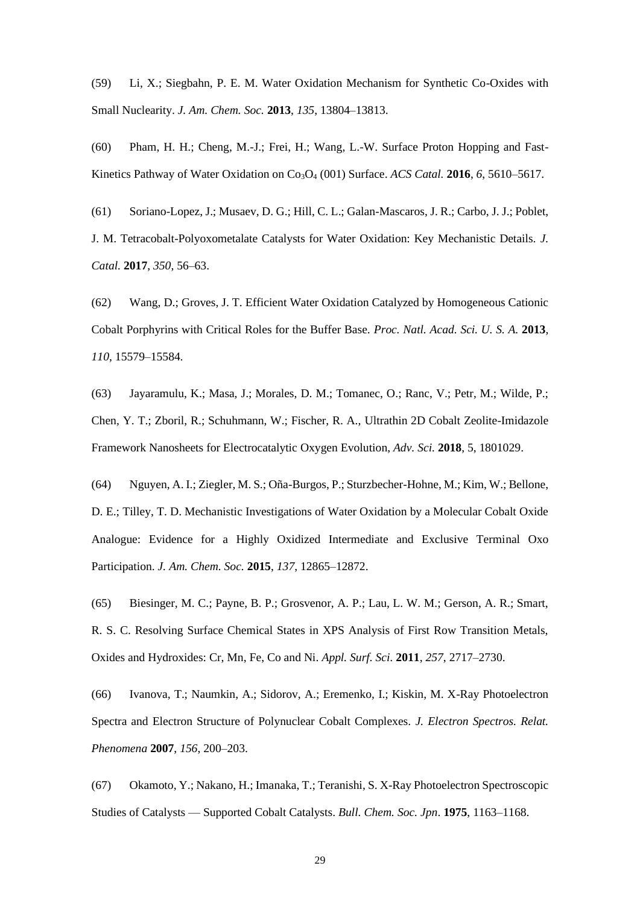(59) Li, X.; Siegbahn, P. E. M. Water Oxidation Mechanism for Synthetic Co-Oxides with Small Nuclearity. *J. Am. Chem. Soc.* **2013**, *135*, 13804–13813.

(60) Pham, H. H.; Cheng, M.-J.; Frei, H.; Wang, L.-W. Surface Proton Hopping and Fast-Kinetics Pathway of Water Oxidation on $Co_3O_4$ (001) Surface. *ACS Catal.* **2016**, *6*, 5610–5617.

(61) Soriano-Lopez, J.; Musaev, D. G.; Hill, C. L.; Galan-Mascaros, J. R.; Carbo, J. J.; Poblet, J. M. Tetracobalt-Polyoxometalate Catalysts for Water Oxidation: Key Mechanistic Details. *J. Catal.* **2017**, *350*, 56–63.

(62) Wang, D.; Groves, J. T. Efficient Water Oxidation Catalyzed by Homogeneous Cationic Cobalt Porphyrins with Critical Roles for the Buffer Base. *Proc. Natl. Acad. Sci. U. S. A.* **2013**, *110*, 15579–15584.

(63) Jayaramulu, K.; Masa, J.; Morales, D. M.; Tomanec, O.; Ranc, V.; Petr, M.; Wilde, P.; Chen, Y. T.; Zboril, R.; Schuhmann, W.; Fischer, R. A., Ultrathin 2D Cobalt Zeolite-Imidazole Framework Nanosheets for Electrocatalytic Oxygen Evolution, *Adv. Sci.* **2018**, 5, 1801029.

(64) Nguyen, A. I.; Ziegler, M. S.; Oña-Burgos, P.; Sturzbecher-Hohne, M.; Kim, W.; Bellone, D. E.; Tilley, T. D. Mechanistic Investigations of Water Oxidation by a Molecular Cobalt Oxide Analogue: Evidence for a Highly Oxidized Intermediate and Exclusive Terminal Oxo Participation. *J. Am. Chem. Soc.* **2015**, *137*, 12865–12872.

(65) Biesinger, M. C.; Payne, B. P.; Grosvenor, A. P.; Lau, L. W. M.; Gerson, A. R.; Smart, R. S. C. Resolving Surface Chemical States in XPS Analysis of First Row Transition Metals, Oxides and Hydroxides: Cr, Mn, Fe, Co and Ni. *Appl. Surf. Sci.* **2011**, *257*, 2717–2730.

(66) Ivanova, T.; Naumkin, A.; Sidorov, A.; Eremenko, I.; Kiskin, M. X-Ray Photoelectron Spectra and Electron Structure of Polynuclear Cobalt Complexes. *J. Electron Spectros. Relat. Phenomena* **2007**, *156*, 200–203.

(67) Okamoto, Y.; Nakano, H.; Imanaka, T.; Teranishi, S. X-Ray Photoelectron Spectroscopic Studies of Catalysts — Supported Cobalt Catalysts. *Bull. Chem. Soc. Jpn*. **1975**, 1163–1168.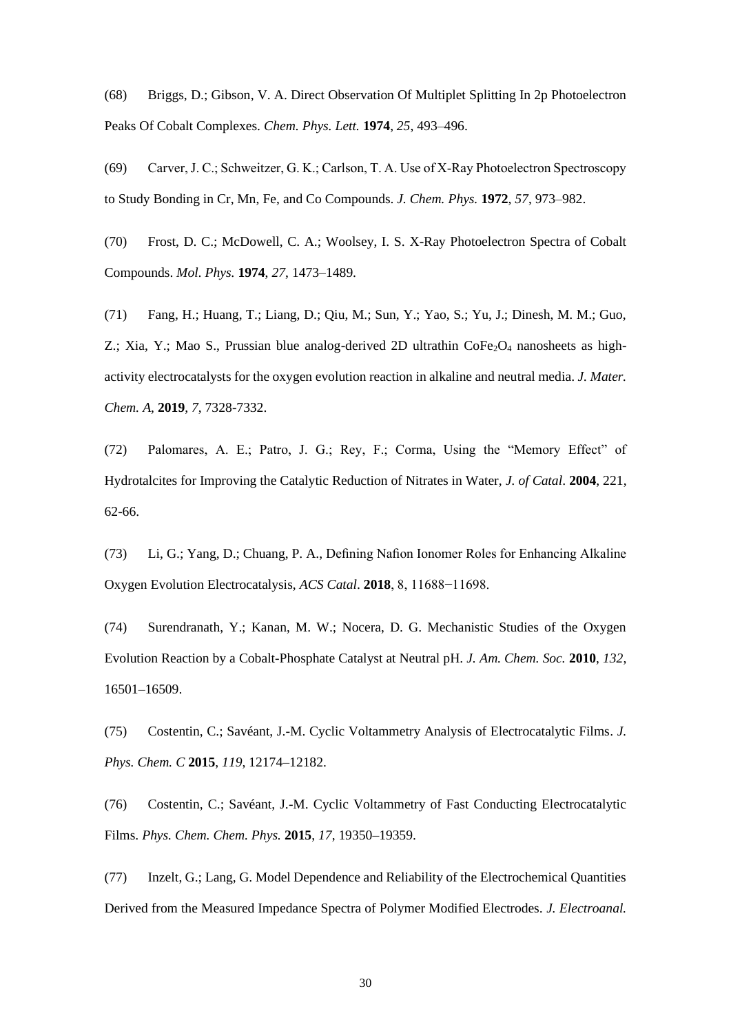(68) Briggs, D.; Gibson, V. A. Direct Observation Of Multiplet Splitting In 2p Photoelectron Peaks Of Cobalt Complexes. *Chem. Phys. Lett.* **1974**, *25*, 493–496.

(69) Carver, J. C.; Schweitzer, G. K.; Carlson, T. A. Use of X-Ray Photoelectron Spectroscopy to Study Bonding in Cr, Mn, Fe, and Co Compounds. *J. Chem. Phys.* **1972**, *57*, 973–982.

(70) Frost, D. C.; McDowell, C. A.; Woolsey, I. S. X-Ray Photoelectron Spectra of Cobalt Compounds. *Mol. Phys.* **1974**, *27*, 1473–1489.

(71) Fang, H.; Huang, T.; Liang, D.; Qiu, M.; Sun, Y.; Yao, S.; Yu, J.; Dinesh, M. M.; Guo, Z.; Xia, Y.; Mao S., Prussian blue analog-derived 2D ultrathin $CoFe_2O_4$ nanosheets as high-activity electrocatalysts for the oxygen evolution reaction in alkaline and neutral media. *J. Mater. Chem. A*, **2019**, *7*, 7328-7332.

(72) Palomares, A. E.; Patro, J. G.; Rey, F.; Corma, Using the "Memory Effect" of Hydrotalcites for Improving the Catalytic Reduction of Nitrates in Water, *J. of Catal*. **2004**, 221, 62-66.

(73) Li, G.; Yang, D.; Chuang, P. A., Defining Nafion Ionomer Roles for Enhancing Alkaline Oxygen Evolution Electrocatalysis, *ACS Catal*. **2018**, 8, 11688−11698.

(74) Surendranath, Y.; Kanan, M. W.; Nocera, D. G. Mechanistic Studies of the Oxygen Evolution Reaction by a Cobalt-Phosphate Catalyst at Neutral pH. *J. Am. Chem. Soc.* **2010**, *132*, 16501–16509.

(75) Costentin, C.; Savéant, J.-M. Cyclic Voltammetry Analysis of Electrocatalytic Films. *J. Phys. Chem. C* **2015**, *119*, 12174–12182.

(76) Costentin, C.; Savéant, J.-M. Cyclic Voltammetry of Fast Conducting Electrocatalytic Films. *Phys. Chem. Chem. Phys.* **2015**, *17*, 19350–19359.

(77) Inzelt, G.; Lang, G. Model Dependence and Reliability of the Electrochemical Quantities Derived from the Measured Impedance Spectra of Polymer Modified Electrodes. *J. Electroanal.*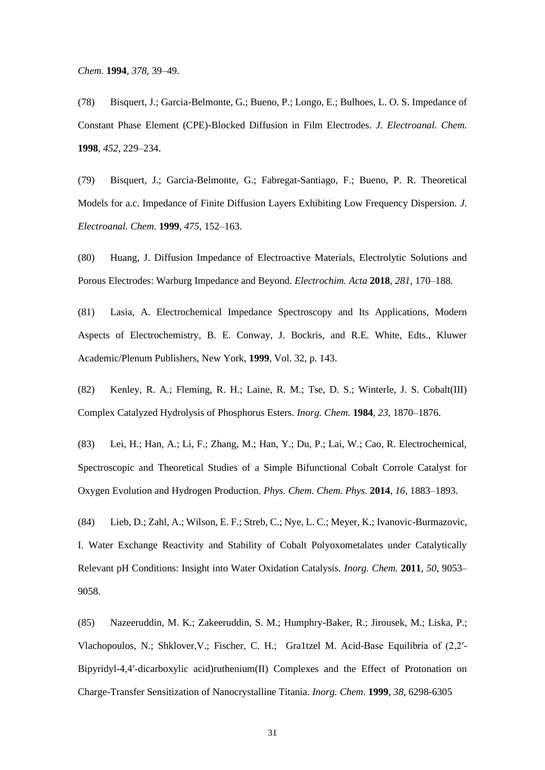*Chem.* **1994**, *378*, 39–49.

(78) Bisquert, J.; Garcia-Belmonte, G.; Bueno, P.; Longo, E.; Bulhoes, L. O. S. Impedance of Constant Phase Element (CPE)-Blocked Diffusion in Film Electrodes. *J. Electroanal. Chem.* **1998**, *452*, 229–234.

(79) Bisquert, J.; Garcia-Belmonte, G.; Fabregat-Santiago, F.; Bueno, P. R. Theoretical Models for a.c. Impedance of Finite Diffusion Layers Exhibiting Low Frequency Dispersion. *J. Electroanal. Chem.* **1999**, *475*, 152–163.

(80) Huang, J. Diffusion Impedance of Electroactive Materials, Electrolytic Solutions and Porous Electrodes: Warburg Impedance and Beyond. *Electrochim. Acta* **2018**, *281*, 170–188.

(81) Lasia, A. Electrochemical Impedance Spectroscopy and Its Applications, Modern Aspects of Electrochemistry, B. E. Conway, J. Bockris, and R.E. White, Edts., Kluwer Academic/Plenum Publishers, New York, **1999**, Vol. 32, p. 143.

(82) Kenley, R. A.; Fleming, R. H.; Laine, R. M.; Tse, D. S.; Winterle, J. S. Cobalt(III) Complex Catalyzed Hydrolysis of Phosphorus Esters. *Inorg. Chem.* **1984**, *23*, 1870–1876.

(83) Lei, H.; Han, A.; Li, F.; Zhang, M.; Han, Y.; Du, P.; Lai, W.; Cao, R. Electrochemical, Spectroscopic and Theoretical Studies of a Simple Bifunctional Cobalt Corrole Catalyst for Oxygen Evolution and Hydrogen Production. *Phys. Chem. Chem. Phys.* **2014**, *16*, 1883–1893.

(84) Lieb, D.; Zahl, A.; Wilson, E. F.; Streb, C.; Nye, L. C.; Meyer, K.; Ivanovic-Burmazovic, I. Water Exchange Reactivity and Stability of Cobalt Polyoxometalates under Catalytically Relevant pH Conditions: Insight into Water Oxidation Catalysis. *Inorg. Chem.* **2011**, *50*, 9053–9058.

(85) Nazeeruddin, M. K.; Zakeeruddin, S. M.; Humphry-Baker, R.; Jirousek, M.; Liska, P.; Vlachopoulos, N.; Shklover,V.; Fischer, C. H.; Gra1tzel M. Acid-Base Equilibria of (2,2′-Bipyridyl-4,4′-dicarboxylic acid)ruthenium(II) Complexes and the Effect of Protonation on Charge-Transfer Sensitization of Nanocrystalline Titania. *Inorg. Chem*. **1999**, *38*, 6298-6305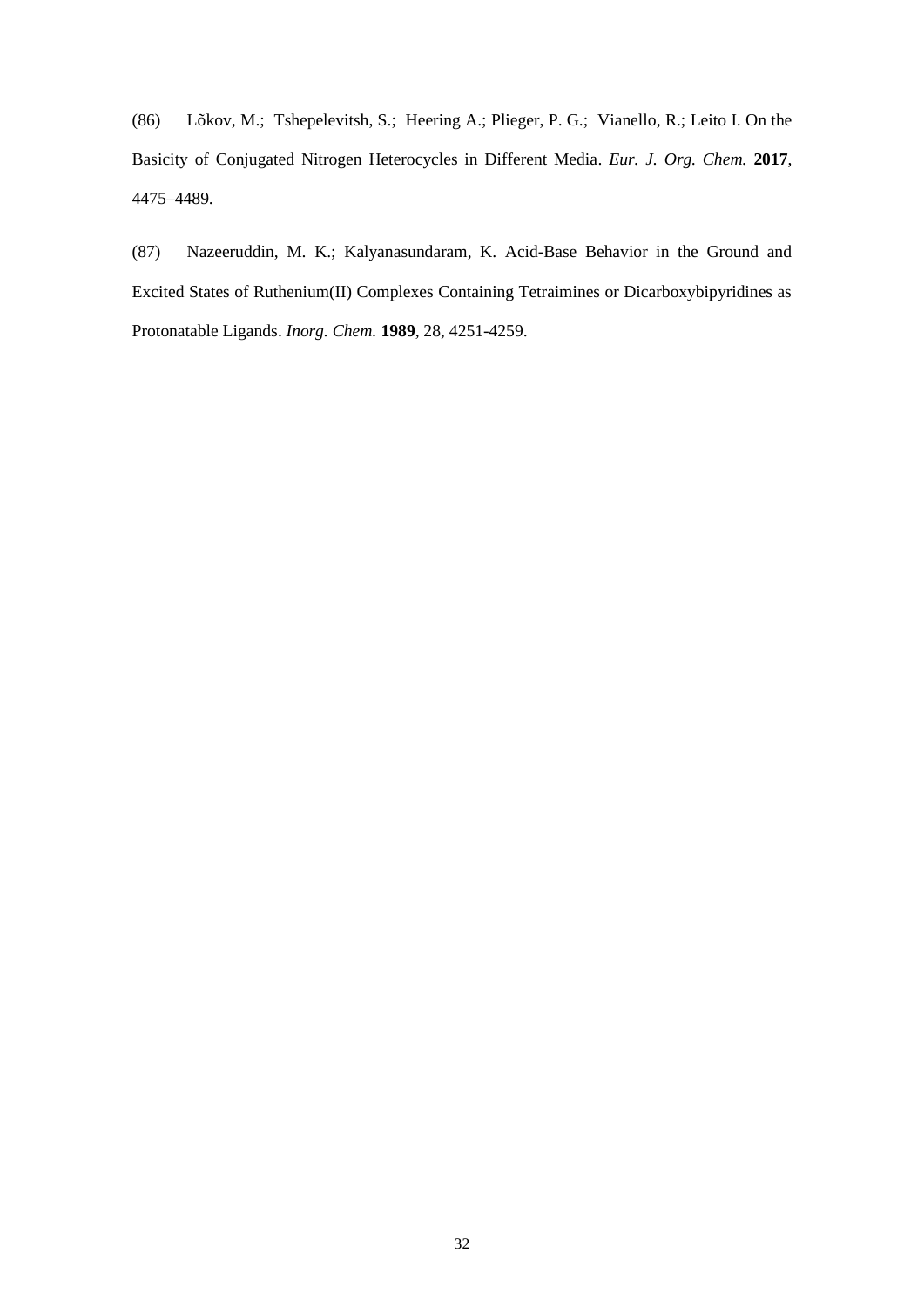(86) Lõkov, M.; Tshepelevitsh, S.; Heering A.; Plieger, P. G.; Vianello, R.; Leito I. On the Basicity of Conjugated Nitrogen Heterocycles in Different Media. *Eur. J. Org. Chem.* **2017**, 4475–4489.

(87) Nazeeruddin, M. K.; Kalyanasundaram, K. Acid-Base Behavior in the Ground and Excited States of Ruthenium(II) Complexes Containing Tetraimines or Dicarboxybipyridines as Protonatable Ligands. *Inorg. Chem.* **1989**, 28, 4251-4259.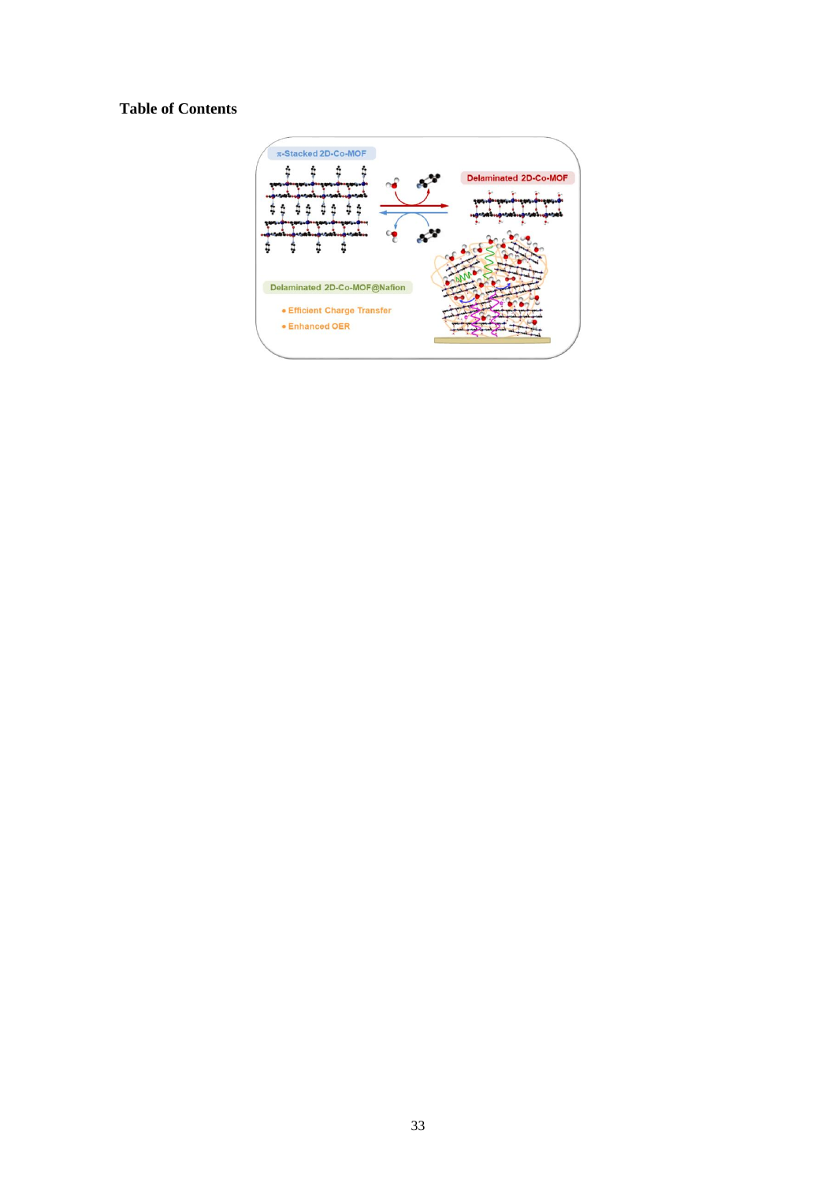**Table of Contents**

π-Stacked 2D-Co-MOF

Delaminated 2D-Co-MOF

Delaminated 2D-Co-MOF@Nafion

- Efficient Charge Transfer
- Enhanced OER